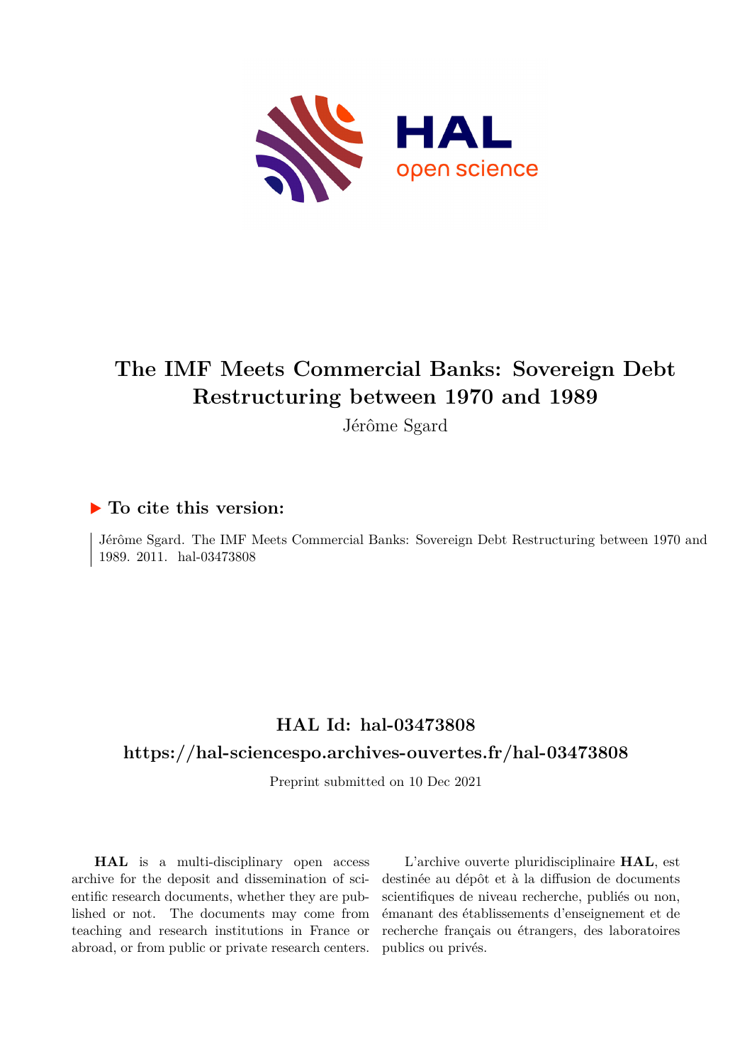# The IMF Meets Commercial Banks: Sovereign Debt Restructuring between 1970 and 1989

Jérôme Sgard

## ▶ To cite this version:

Jérôme Sgard. The IMF Meets Commercial Banks: Sovereign Debt Restructuring between 1970 and 1989. 2011. hal-03473808

## HAL Id: hal-03473808

## https://hal-sciencespo.archives-ouvertes.fr/hal-03473808

Preprint submitted on 10 Dec 2021

**HAL** is a multi-disciplinary open access archive for the deposit and dissemination of scientific research documents, whether they are published or not. The documents may come from teaching and research institutions in France or abroad, or from public or private research centers.

L'archive ouverte pluridisciplinaire **HAL**, est destinée au dépôt et à la diffusion de documents scientifiques de niveau recherche, publiés ou non, émanant des établissements d'enseignement et de recherche français ou étrangers, des laboratoires publics ou privés.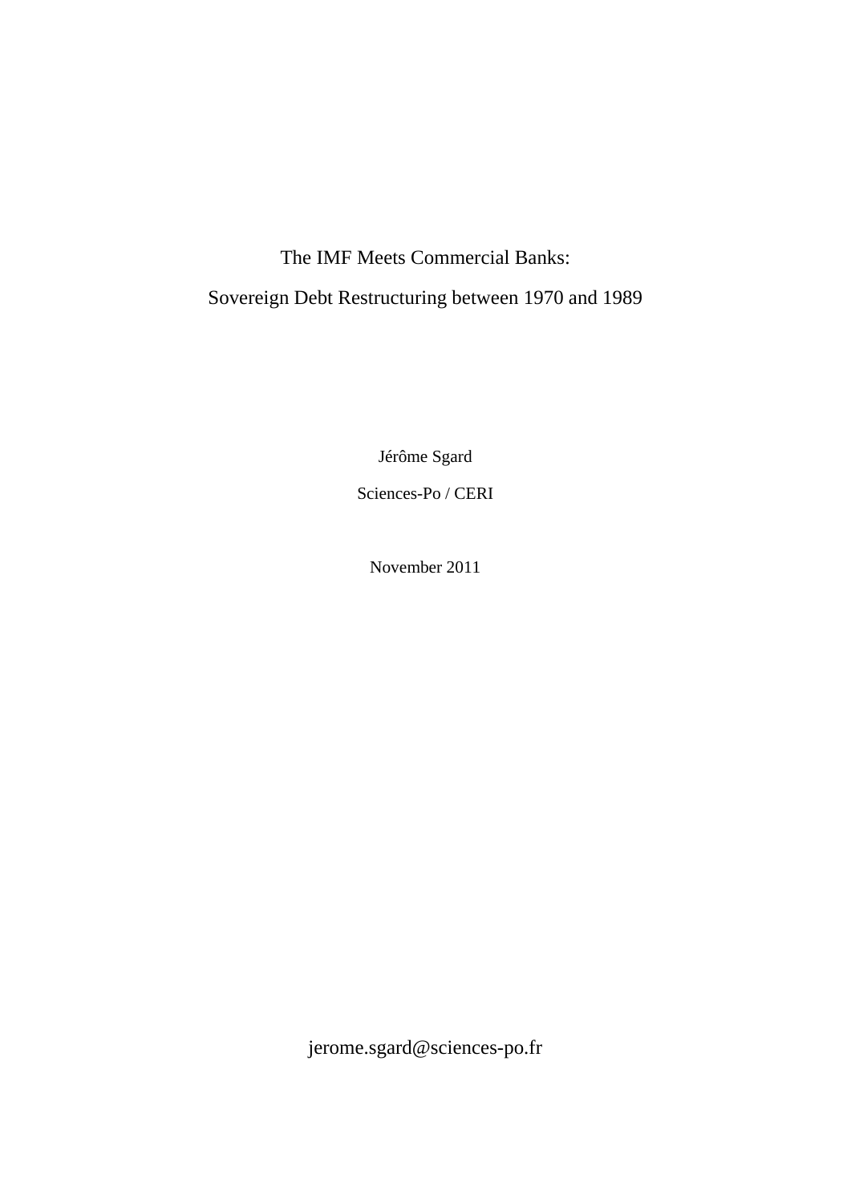# The IMF Meets Commercial Banks:
## Sovereign Debt Restructuring between 1970 and 1989

Jérôme Sgard

Sciences-Po / CERI

November 2011

jerome.sgard@sciences-po.fr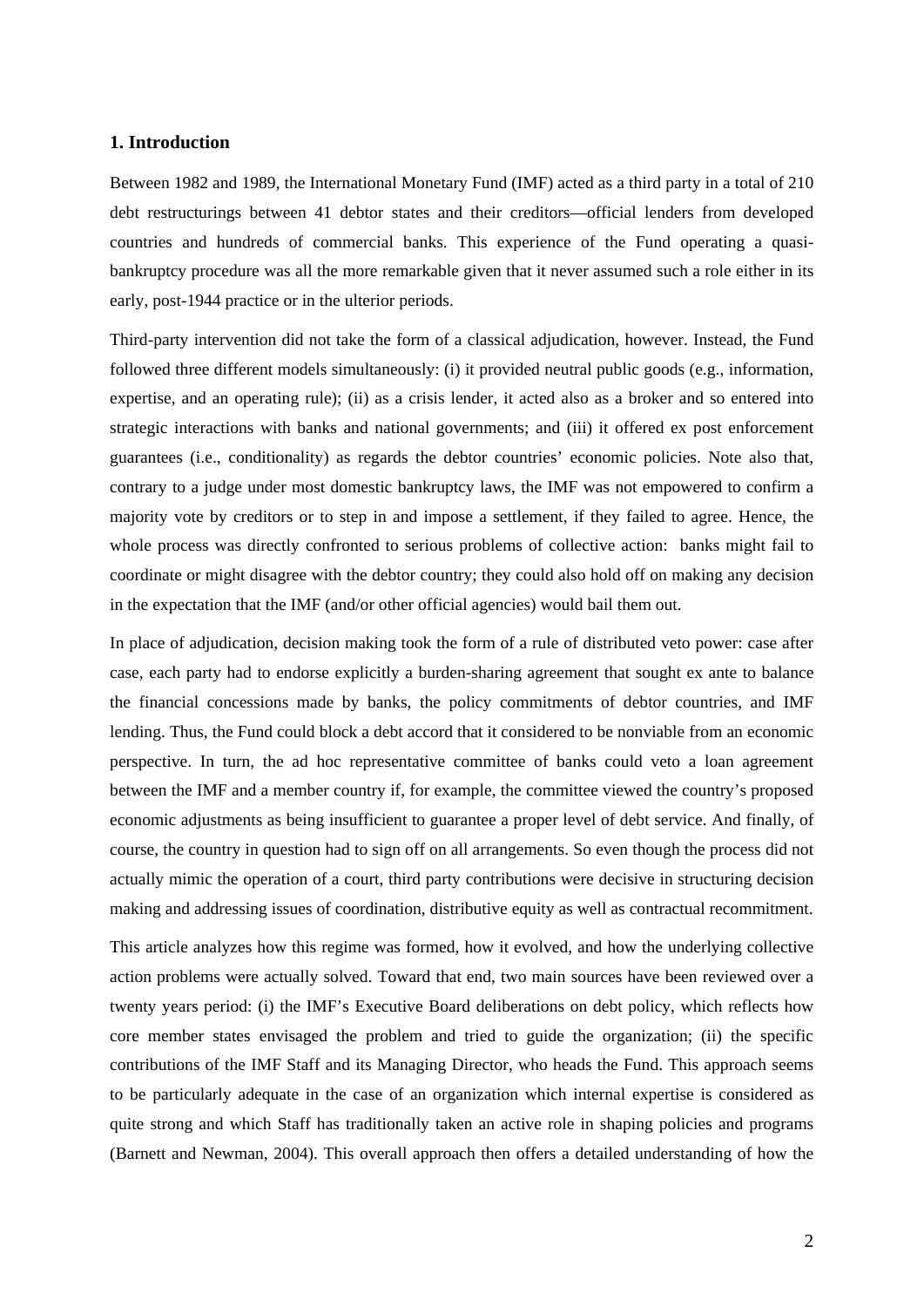## 1. Introduction

Between 1982 and 1989, the International Monetary Fund (IMF) acted as a third party in a total of 210 debt restructurings between 41 debtor states and their creditors—official lenders from developed countries and hundreds of commercial banks. This experience of the Fund operating a quasi-bankruptcy procedure was all the more remarkable given that it never assumed such a role either in its early, post-1944 practice or in the ulterior periods.

Third-party intervention did not take the form of a classical adjudication, however. Instead, the Fund followed three different models simultaneously: (i) it provided neutral public goods (e.g., information, expertise, and an operating rule); (ii) as a crisis lender, it acted also as a broker and so entered into strategic interactions with banks and national governments; and (iii) it offered ex post enforcement guarantees (i.e., conditionality) as regards the debtor countries' economic policies. Note also that, contrary to a judge under most domestic bankruptcy laws, the IMF was not empowered to confirm a majority vote by creditors or to step in and impose a settlement, if they failed to agree. Hence, the whole process was directly confronted to serious problems of collective action: banks might fail to coordinate or might disagree with the debtor country; they could also hold off on making any decision in the expectation that the IMF (and/or other official agencies) would bail them out.

In place of adjudication, decision making took the form of a rule of distributed veto power: case after case, each party had to endorse explicitly a burden-sharing agreement that sought ex ante to balance the financial concessions made by banks, the policy commitments of debtor countries, and IMF lending. Thus, the Fund could block a debt accord that it considered to be nonviable from an economic perspective. In turn, the ad hoc representative committee of banks could veto a loan agreement between the IMF and a member country if, for example, the committee viewed the country's proposed economic adjustments as being insufficient to guarantee a proper level of debt service. And finally, of course, the country in question had to sign off on all arrangements. So even though the process did not actually mimic the operation of a court, third party contributions were decisive in structuring decision making and addressing issues of coordination, distributive equity as well as contractual recommitment.

This article analyzes how this regime was formed, how it evolved, and how the underlying collective action problems were actually solved. Toward that end, two main sources have been reviewed over a twenty years period: (i) the IMF's Executive Board deliberations on debt policy, which reflects how core member states envisaged the problem and tried to guide the organization; (ii) the specific contributions of the IMF Staff and its Managing Director, who heads the Fund. This approach seems to be particularly adequate in the case of an organization which internal expertise is considered as quite strong and which Staff has traditionally taken an active role in shaping policies and programs (Barnett and Newman, 2004). This overall approach then offers a detailed understanding of how the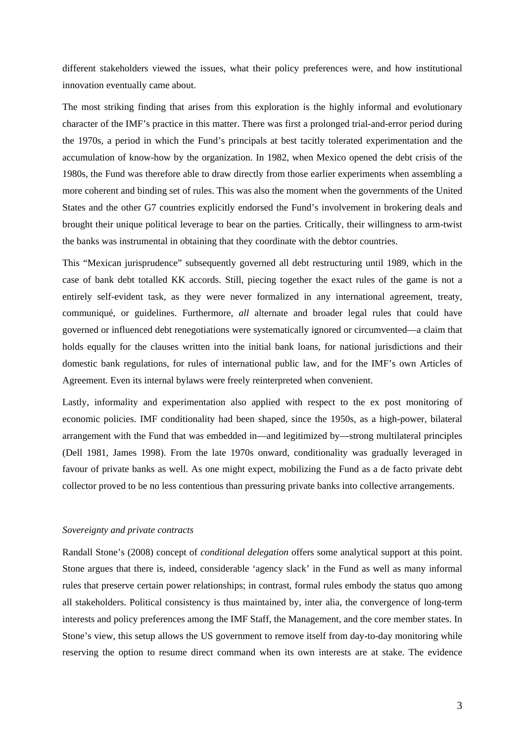different stakeholders viewed the issues, what their policy preferences were, and how institutional innovation eventually came about.

The most striking finding that arises from this exploration is the highly informal and evolutionary character of the IMF's practice in this matter. There was first a prolonged trial-and-error period during the 1970s, a period in which the Fund's principals at best tacitly tolerated experimentation and the accumulation of know-how by the organization. In 1982, when Mexico opened the debt crisis of the 1980s, the Fund was therefore able to draw directly from those earlier experiments when assembling a more coherent and binding set of rules. This was also the moment when the governments of the United States and the other G7 countries explicitly endorsed the Fund's involvement in brokering deals and brought their unique political leverage to bear on the parties. Critically, their willingness to arm-twist the banks was instrumental in obtaining that they coordinate with the debtor countries.

This "Mexican jurisprudence" subsequently governed all debt restructuring until 1989, which in the case of bank debt totalled KK accords. Still, piecing together the exact rules of the game is not a entirely self-evident task, as they were never formalized in any international agreement, treaty, communiqué, or guidelines. Furthermore, *all* alternate and broader legal rules that could have governed or influenced debt renegotiations were systematically ignored or circumvented—a claim that holds equally for the clauses written into the initial bank loans, for national jurisdictions and their domestic bank regulations, for rules of international public law, and for the IMF's own Articles of Agreement. Even its internal bylaws were freely reinterpreted when convenient.

Lastly, informality and experimentation also applied with respect to the ex post monitoring of economic policies. IMF conditionality had been shaped, since the 1950s, as a high-power, bilateral arrangement with the Fund that was embedded in—and legitimized by—strong multilateral principles (Dell 1981, James 1998). From the late 1970s onward, conditionality was gradually leveraged in favour of private banks as well. As one might expect, mobilizing the Fund as a de facto private debt collector proved to be no less contentious than pressuring private banks into collective arrangements.

### *Sovereignty and private contracts*

Randall Stone's (2008) concept of *conditional delegation* offers some analytical support at this point. Stone argues that there is, indeed, considerable 'agency slack' in the Fund as well as many informal rules that preserve certain power relationships; in contrast, formal rules embody the status quo among all stakeholders. Political consistency is thus maintained by, inter alia, the convergence of long-term interests and policy preferences among the IMF Staff, the Management, and the core member states. In Stone's view, this setup allows the US government to remove itself from day-to-day monitoring while reserving the option to resume direct command when its own interests are at stake. The evidence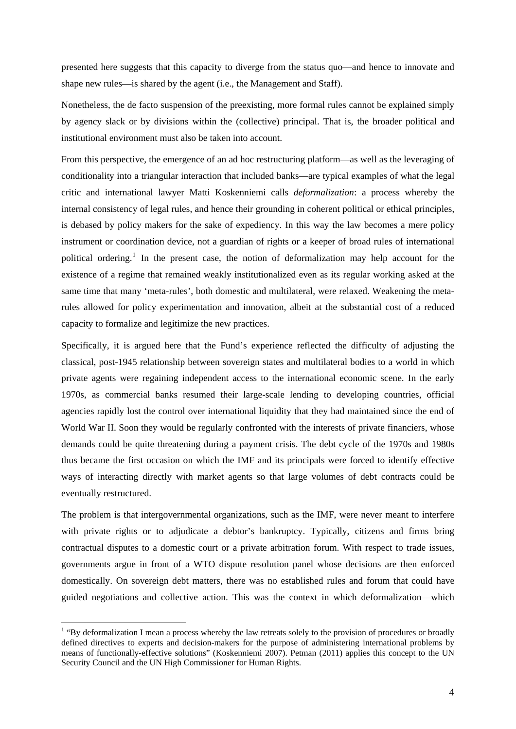presented here suggests that this capacity to diverge from the status quo—and hence to innovate and shape new rules—is shared by the agent (i.e., the Management and Staff).

Nonetheless, the de facto suspension of the preexisting, more formal rules cannot be explained simply by agency slack or by divisions within the (collective) principal. That is, the broader political and institutional environment must also be taken into account.

From this perspective, the emergence of an ad hoc restructuring platform—as well as the leveraging of conditionality into a triangular interaction that included banks—are typical examples of what the legal critic and international lawyer Matti Koskenniemi calls *deformalization*: a process whereby the internal consistency of legal rules, and hence their grounding in coherent political or ethical principles, is debased by policy makers for the sake of expediency. In this way the law becomes a mere policy instrument or coordination device, not a guardian of rights or a keeper of broad rules of international political ordering.[1] In the present case, the notion of deformalization may help account for the existence of a regime that remained weakly institutionalized even as its regular working asked at the same time that many 'meta-rules', both domestic and multilateral, were relaxed. Weakening the meta-rules allowed for policy experimentation and innovation, albeit at the substantial cost of a reduced capacity to formalize and legitimize the new practices.

Specifically, it is argued here that the Fund's experience reflected the difficulty of adjusting the classical, post-1945 relationship between sovereign states and multilateral bodies to a world in which private agents were regaining independent access to the international economic scene. In the early 1970s, as commercial banks resumed their large-scale lending to developing countries, official agencies rapidly lost the control over international liquidity that they had maintained since the end of World War II. Soon they would be regularly confronted with the interests of private financiers, whose demands could be quite threatening during a payment crisis. The debt cycle of the 1970s and 1980s thus became the first occasion on which the IMF and its principals were forced to identify effective ways of interacting directly with market agents so that large volumes of debt contracts could be eventually restructured.

The problem is that intergovernmental organizations, such as the IMF, were never meant to interfere with private rights or to adjudicate a debtor's bankruptcy. Typically, citizens and firms bring contractual disputes to a domestic court or a private arbitration forum. With respect to trade issues, governments argue in front of a WTO dispute resolution panel whose decisions are then enforced domestically. On sovereign debt matters, there was no established rules and forum that could have guided negotiations and collective action. This was the context in which deformalization—which

[1] "By deformalization I mean a process whereby the law retreats solely to the provision of procedures or broadly defined directives to experts and decision-makers for the purpose of administering international problems by means of functionally-effective solutions" (Koskenniemi 2007). Petman (2011) applies this concept to the UN Security Council and the UN High Commissioner for Human Rights.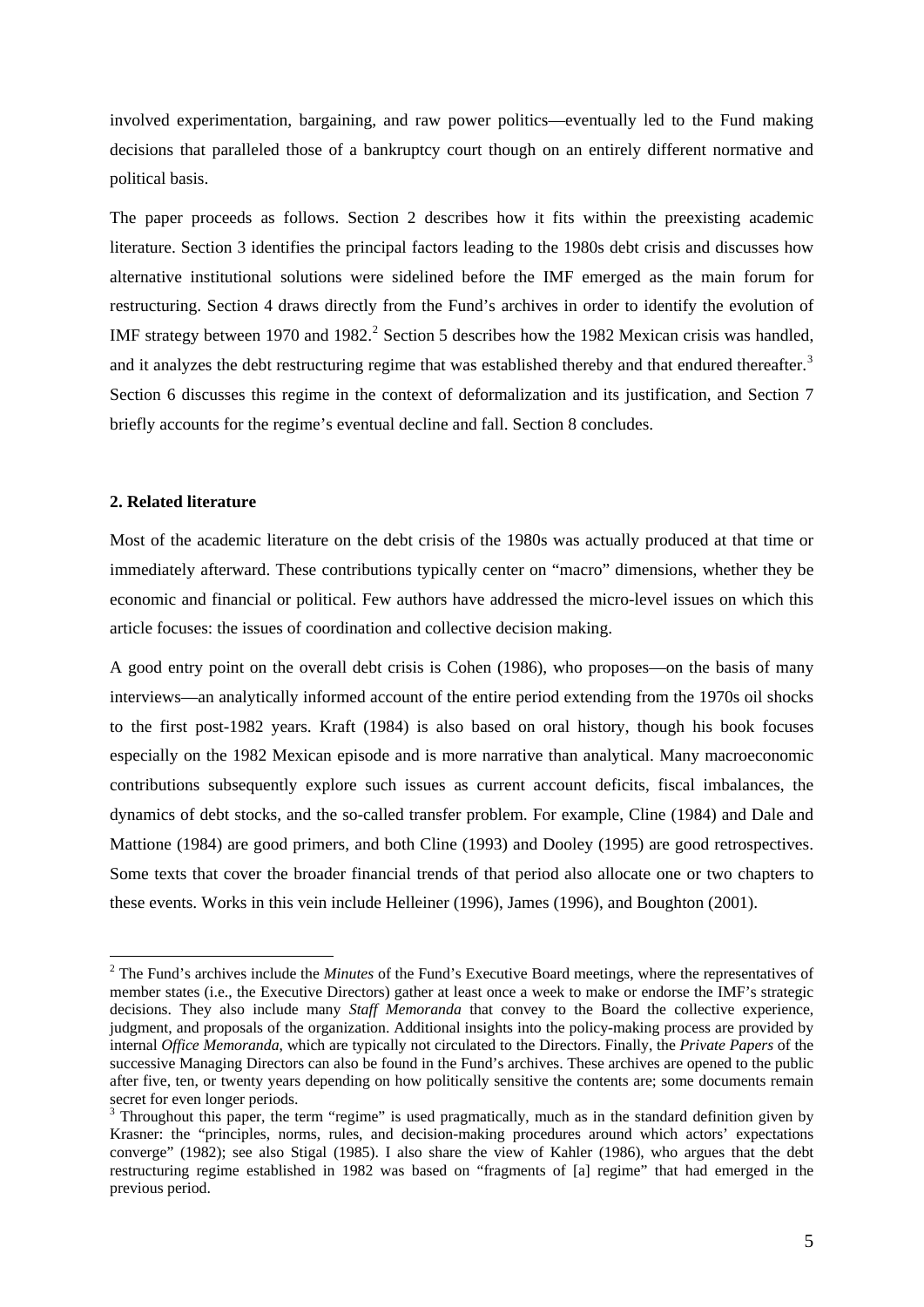involved experimentation, bargaining, and raw power politics—eventually led to the Fund making decisions that paralleled those of a bankruptcy court though on an entirely different normative and political basis.

The paper proceeds as follows. Section 2 describes how it fits within the preexisting academic literature. Section 3 identifies the principal factors leading to the 1980s debt crisis and discusses how alternative institutional solutions were sidelined before the IMF emerged as the main forum for restructuring. Section 4 draws directly from the Fund's archives in order to identify the evolution of IMF strategy between 1970 and 1982.[2] Section 5 describes how the 1982 Mexican crisis was handled, and it analyzes the debt restructuring regime that was established thereby and that endured thereafter.[3] Section 6 discusses this regime in the context of deformalization and its justification, and Section 7 briefly accounts for the regime's eventual decline and fall. Section 8 concludes.

## 2. Related literature

Most of the academic literature on the debt crisis of the 1980s was actually produced at that time or immediately afterward. These contributions typically center on "macro" dimensions, whether they be economic and financial or political. Few authors have addressed the micro-level issues on which this article focuses: the issues of coordination and collective decision making.

A good entry point on the overall debt crisis is Cohen (1986), who proposes—on the basis of many interviews—an analytically informed account of the entire period extending from the 1970s oil shocks to the first post-1982 years. Kraft (1984) is also based on oral history, though his book focuses especially on the 1982 Mexican episode and is more narrative than analytical. Many macroeconomic contributions subsequently explore such issues as current account deficits, fiscal imbalances, the dynamics of debt stocks, and the so-called transfer problem. For example, Cline (1984) and Dale and Mattione (1984) are good primers, and both Cline (1993) and Dooley (1995) are good retrospectives. Some texts that cover the broader financial trends of that period also allocate one or two chapters to these events. Works in this vein include Helleiner (1996), James (1996), and Boughton (2001).

---

[2] The Fund's archives include the *Minutes* of the Fund's Executive Board meetings, where the representatives of member states (i.e., the Executive Directors) gather at least once a week to make or endorse the IMF's strategic decisions. They also include many *Staff Memoranda* that convey to the Board the collective experience, judgment, and proposals of the organization. Additional insights into the policy-making process are provided by internal *Office Memoranda*, which are typically not circulated to the Directors. Finally, the *Private Papers* of the successive Managing Directors can also be found in the Fund's archives. These archives are opened to the public after five, ten, or twenty years depending on how politically sensitive the contents are; some documents remain secret for even longer periods.

[3] Throughout this paper, the term "regime" is used pragmatically, much as in the standard definition given by Krasner: the "principles, norms, rules, and decision-making procedures around which actors' expectations converge" (1982); see also Stigal (1985). I also share the view of Kahler (1986), who argues that the debt restructuring regime established in 1982 was based on "fragments of [a] regime" that had emerged in the previous period.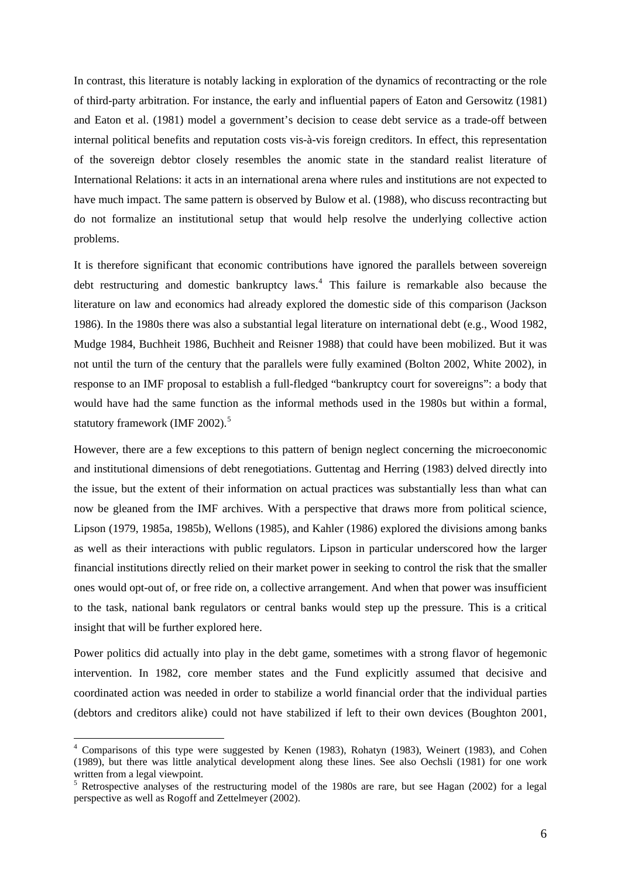In contrast, this literature is notably lacking in exploration of the dynamics of recontracting or the role of third-party arbitration. For instance, the early and influential papers of Eaton and Gersowitz (1981) and Eaton et al. (1981) model a government's decision to cease debt service as a trade-off between internal political benefits and reputation costs vis-à-vis foreign creditors. In effect, this representation of the sovereign debtor closely resembles the anomic state in the standard realist literature of International Relations: it acts in an international arena where rules and institutions are not expected to have much impact. The same pattern is observed by Bulow et al. (1988), who discuss recontracting but do not formalize an institutional setup that would help resolve the underlying collective action problems.

It is therefore significant that economic contributions have ignored the parallels between sovereign debt restructuring and domestic bankruptcy laws.[4] This failure is remarkable also because the literature on law and economics had already explored the domestic side of this comparison (Jackson 1986). In the 1980s there was also a substantial legal literature on international debt (e.g., Wood 1982, Mudge 1984, Buchheit 1986, Buchheit and Reisner 1988) that could have been mobilized. But it was not until the turn of the century that the parallels were fully examined (Bolton 2002, White 2002), in response to an IMF proposal to establish a full-fledged "bankruptcy court for sovereigns": a body that would have had the same function as the informal methods used in the 1980s but within a formal, statutory framework (IMF 2002).[5]

However, there are a few exceptions to this pattern of benign neglect concerning the microeconomic and institutional dimensions of debt renegotiations. Guttentag and Herring (1983) delved directly into the issue, but the extent of their information on actual practices was substantially less than what can now be gleaned from the IMF archives. With a perspective that draws more from political science, Lipson (1979, 1985a, 1985b), Wellons (1985), and Kahler (1986) explored the divisions among banks as well as their interactions with public regulators. Lipson in particular underscored how the larger financial institutions directly relied on their market power in seeking to control the risk that the smaller ones would opt-out of, or free ride on, a collective arrangement. And when that power was insufficient to the task, national bank regulators or central banks would step up the pressure. This is a critical insight that will be further explored here.

Power politics did actually into play in the debt game, sometimes with a strong flavor of hegemonic intervention. In 1982, core member states and the Fund explicitly assumed that decisive and coordinated action was needed in order to stabilize a world financial order that the individual parties (debtors and creditors alike) could not have stabilized if left to their own devices (Boughton 2001,

---

[4] Comparisons of this type were suggested by Kenen (1983), Rohatyn (1983), Weinert (1983), and Cohen (1989), but there was little analytical development along these lines. See also Oechsli (1981) for one work written from a legal viewpoint.

[5] Retrospective analyses of the restructuring model of the 1980s are rare, but see Hagan (2002) for a legal perspective as well as Rogoff and Zettelmeyer (2002).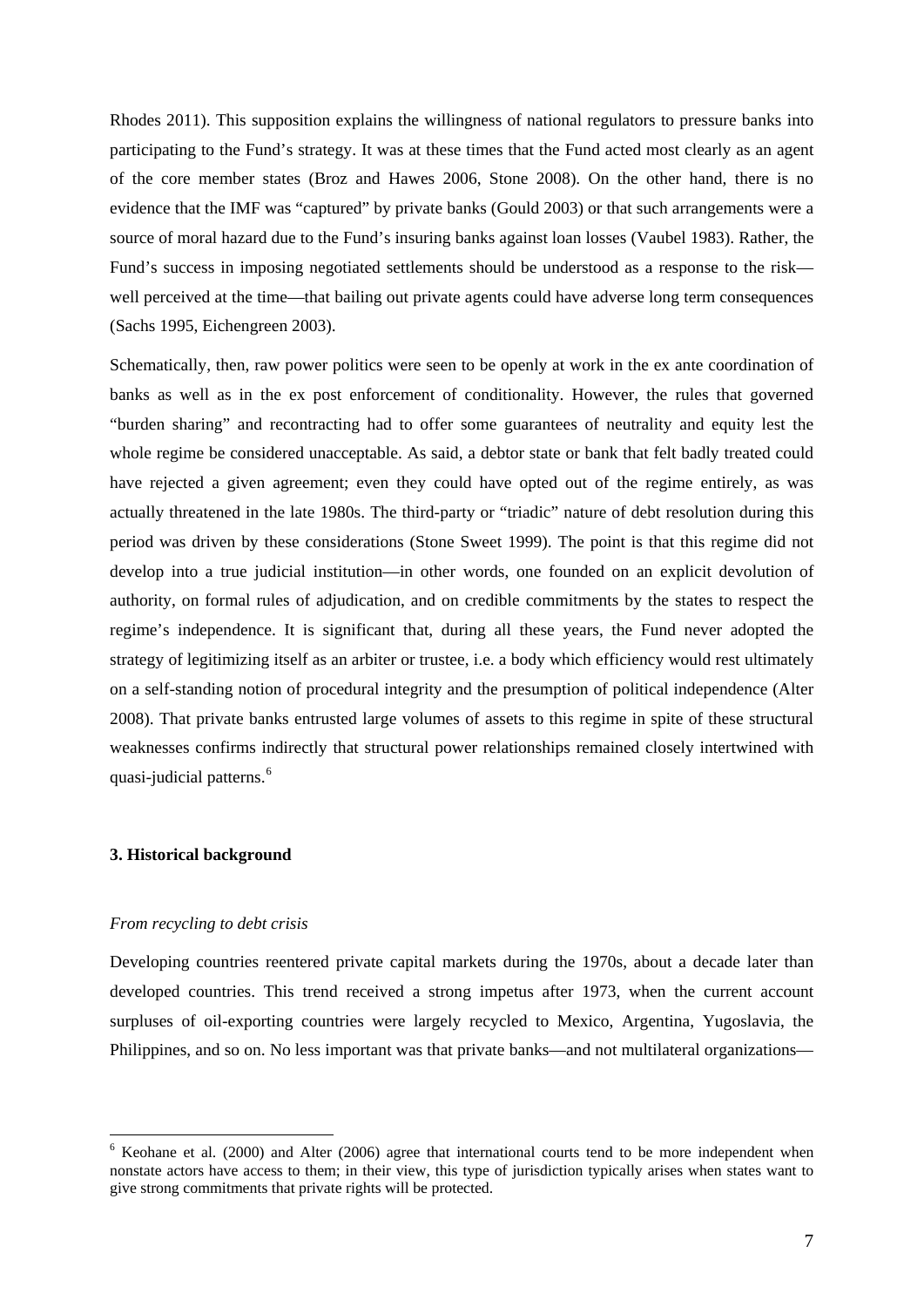Rhodes 2011). This supposition explains the willingness of national regulators to pressure banks into participating to the Fund's strategy. It was at these times that the Fund acted most clearly as an agent of the core member states (Broz and Hawes 2006, Stone 2008). On the other hand, there is no evidence that the IMF was "captured" by private banks (Gould 2003) or that such arrangements were a source of moral hazard due to the Fund's insuring banks against loan losses (Vaubel 1983). Rather, the Fund's success in imposing negotiated settlements should be understood as a response to the risk—well perceived at the time—that bailing out private agents could have adverse long term consequences (Sachs 1995, Eichengreen 2003).

Schematically, then, raw power politics were seen to be openly at work in the ex ante coordination of banks as well as in the ex post enforcement of conditionality. However, the rules that governed "burden sharing" and recontracting had to offer some guarantees of neutrality and equity lest the whole regime be considered unacceptable. As said, a debtor state or bank that felt badly treated could have rejected a given agreement; even they could have opted out of the regime entirely, as was actually threatened in the late 1980s. The third-party or "triadic" nature of debt resolution during this period was driven by these considerations (Stone Sweet 1999). The point is that this regime did not develop into a true judicial institution—in other words, one founded on an explicit devolution of authority, on formal rules of adjudication, and on credible commitments by the states to respect the regime's independence. It is significant that, during all these years, the Fund never adopted the strategy of legitimizing itself as an arbiter or trustee, i.e. a body which efficiency would rest ultimately on a self-standing notion of procedural integrity and the presumption of political independence (Alter 2008). That private banks entrusted large volumes of assets to this regime in spite of these structural weaknesses confirms indirectly that structural power relationships remained closely intertwined with quasi-judicial patterns.[6]

### 3. Historical background

*From recycling to debt crisis*

Developing countries reentered private capital markets during the 1970s, about a decade later than developed countries. This trend received a strong impetus after 1973, when the current account surpluses of oil-exporting countries were largely recycled to Mexico, Argentina, Yugoslavia, the Philippines, and so on. No less important was that private banks—and not multilateral organizations—

[6] Keohane et al. (2000) and Alter (2006) agree that international courts tend to be more independent when nonstate actors have access to them; in their view, this type of jurisdiction typically arises when states want to give strong commitments that private rights will be protected.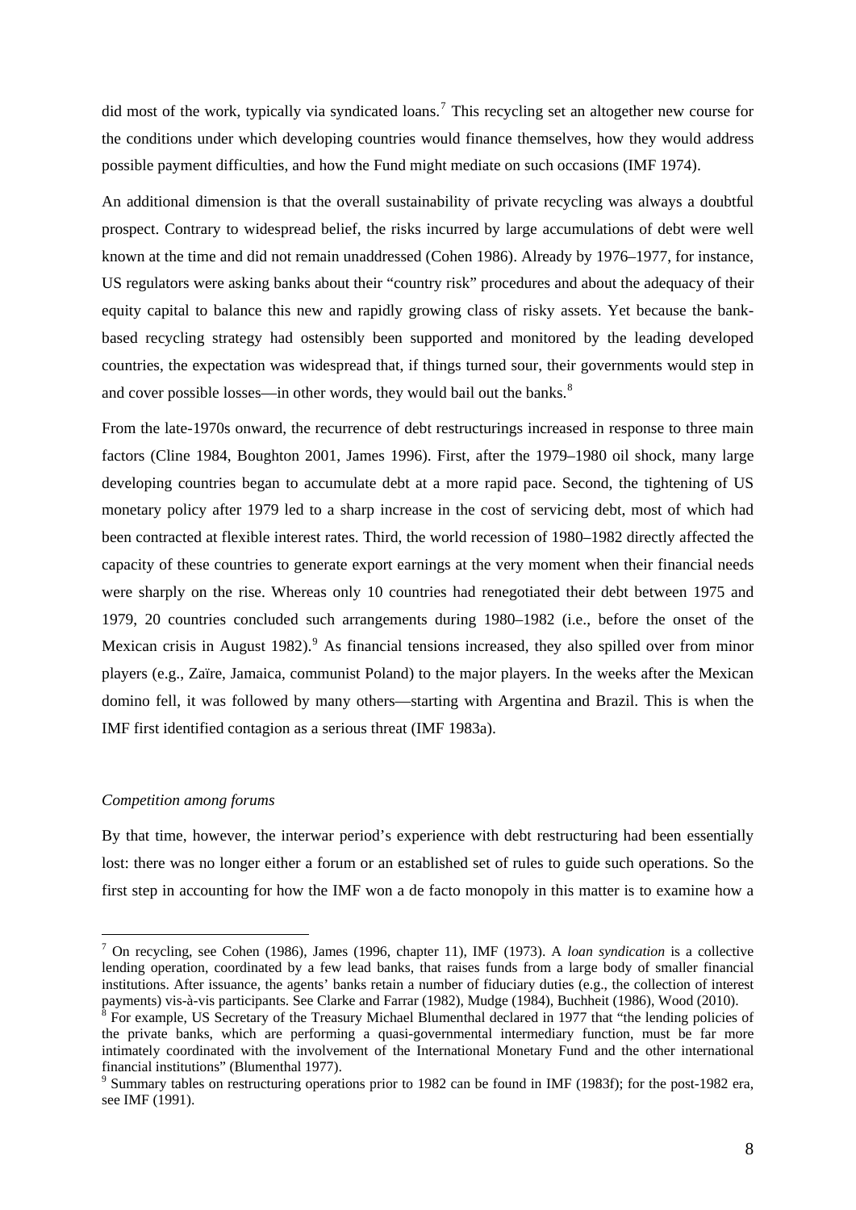did most of the work, typically via syndicated loans.[7] This recycling set an altogether new course for the conditions under which developing countries would finance themselves, how they would address possible payment difficulties, and how the Fund might mediate on such occasions (IMF 1974).

An additional dimension is that the overall sustainability of private recycling was always a doubtful prospect. Contrary to widespread belief, the risks incurred by large accumulations of debt were well known at the time and did not remain unaddressed (Cohen 1986). Already by 1976–1977, for instance, US regulators were asking banks about their "country risk" procedures and about the adequacy of their equity capital to balance this new and rapidly growing class of risky assets. Yet because the bank-based recycling strategy had ostensibly been supported and monitored by the leading developed countries, the expectation was widespread that, if things turned sour, their governments would step in and cover possible losses—in other words, they would bail out the banks.[8]

From the late-1970s onward, the recurrence of debt restructurings increased in response to three main factors (Cline 1984, Boughton 2001, James 1996). First, after the 1979–1980 oil shock, many large developing countries began to accumulate debt at a more rapid pace. Second, the tightening of US monetary policy after 1979 led to a sharp increase in the cost of servicing debt, most of which had been contracted at flexible interest rates. Third, the world recession of 1980–1982 directly affected the capacity of these countries to generate export earnings at the very moment when their financial needs were sharply on the rise. Whereas only 10 countries had renegotiated their debt between 1975 and 1979, 20 countries concluded such arrangements during 1980–1982 (i.e., before the onset of the Mexican crisis in August 1982).[9] As financial tensions increased, they also spilled over from minor players (e.g., Zaïre, Jamaica, communist Poland) to the major players. In the weeks after the Mexican domino fell, it was followed by many others—starting with Argentina and Brazil. This is when the IMF first identified contagion as a serious threat (IMF 1983a).

*Competition among forums*

By that time, however, the interwar period's experience with debt restructuring had been essentially lost: there was no longer either a forum or an established set of rules to guide such operations. So the first step in accounting for how the IMF won a de facto monopoly in this matter is to examine how a

[7] On recycling, see Cohen (1986), James (1996, chapter 11), IMF (1973). A *loan syndication* is a collective lending operation, coordinated by a few lead banks, that raises funds from a large body of smaller financial institutions. After issuance, the agents' banks retain a number of fiduciary duties (e.g., the collection of interest payments) vis-à-vis participants. See Clarke and Farrar (1982), Mudge (1984), Buchheit (1986), Wood (2010).

[8] For example, US Secretary of the Treasury Michael Blumenthal declared in 1977 that "the lending policies of the private banks, which are performing a quasi-governmental intermediary function, must be far more intimately coordinated with the involvement of the International Monetary Fund and the other international financial institutions" (Blumenthal 1977).

[9] Summary tables on restructuring operations prior to 1982 can be found in IMF (1983f); for the post-1982 era, see IMF (1991).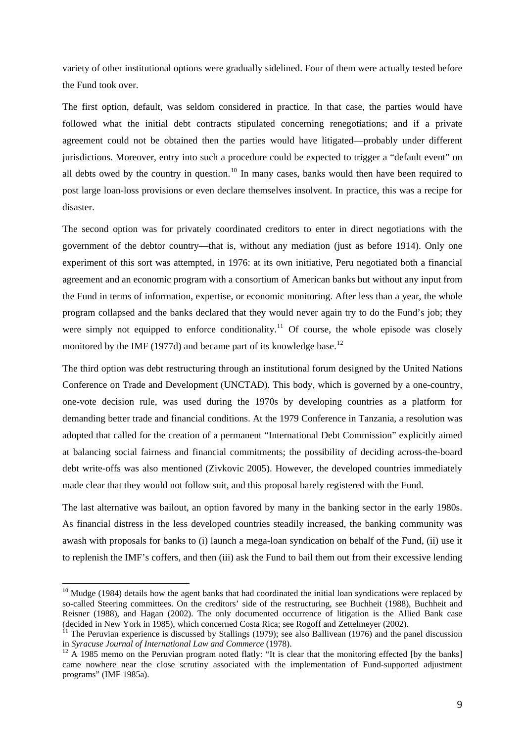variety of other institutional options were gradually sidelined. Four of them were actually tested before the Fund took over.

The first option, default, was seldom considered in practice. In that case, the parties would have followed what the initial debt contracts stipulated concerning renegotiations; and if a private agreement could not be obtained then the parties would have litigated—probably under different jurisdictions. Moreover, entry into such a procedure could be expected to trigger a "default event" on all debts owed by the country in question.[10] In many cases, banks would then have been required to post large loan-loss provisions or even declare themselves insolvent. In practice, this was a recipe for disaster.

The second option was for privately coordinated creditors to enter in direct negotiations with the government of the debtor country—that is, without any mediation (just as before 1914). Only one experiment of this sort was attempted, in 1976: at its own initiative, Peru negotiated both a financial agreement and an economic program with a consortium of American banks but without any input from the Fund in terms of information, expertise, or economic monitoring. After less than a year, the whole program collapsed and the banks declared that they would never again try to do the Fund's job; they were simply not equipped to enforce conditionality.[11] Of course, the whole episode was closely monitored by the IMF (1977d) and became part of its knowledge base.[12]

The third option was debt restructuring through an institutional forum designed by the United Nations Conference on Trade and Development (UNCTAD). This body, which is governed by a one-country, one-vote decision rule, was used during the 1970s by developing countries as a platform for demanding better trade and financial conditions. At the 1979 Conference in Tanzania, a resolution was adopted that called for the creation of a permanent "International Debt Commission" explicitly aimed at balancing social fairness and financial commitments; the possibility of deciding across-the-board debt write-offs was also mentioned (Zivkovic 2005). However, the developed countries immediately made clear that they would not follow suit, and this proposal barely registered with the Fund.

The last alternative was bailout, an option favored by many in the banking sector in the early 1980s. As financial distress in the less developed countries steadily increased, the banking community was awash with proposals for banks to (i) launch a mega-loan syndication on behalf of the Fund, (ii) use it to replenish the IMF's coffers, and then (iii) ask the Fund to bail them out from their excessive lending

[10] Mudge (1984) details how the agent banks that had coordinated the initial loan syndications were replaced by so-called Steering committees. On the creditors' side of the restructuring, see Buchheit (1988), Buchheit and Reisner (1988), and Hagan (2002). The only documented occurrence of litigation is the Allied Bank case (decided in New York in 1985), which concerned Costa Rica; see Rogoff and Zettelmeyer (2002).

[11] The Peruvian experience is discussed by Stallings (1979); see also Ballivean (1976) and the panel discussion in *Syracuse Journal of International Law and Commerce* (1978).

[12] A 1985 memo on the Peruvian program noted flatly: "It is clear that the monitoring effected [by the banks] came nowhere near the close scrutiny associated with the implementation of Fund-supported adjustment programs" (IMF 1985a).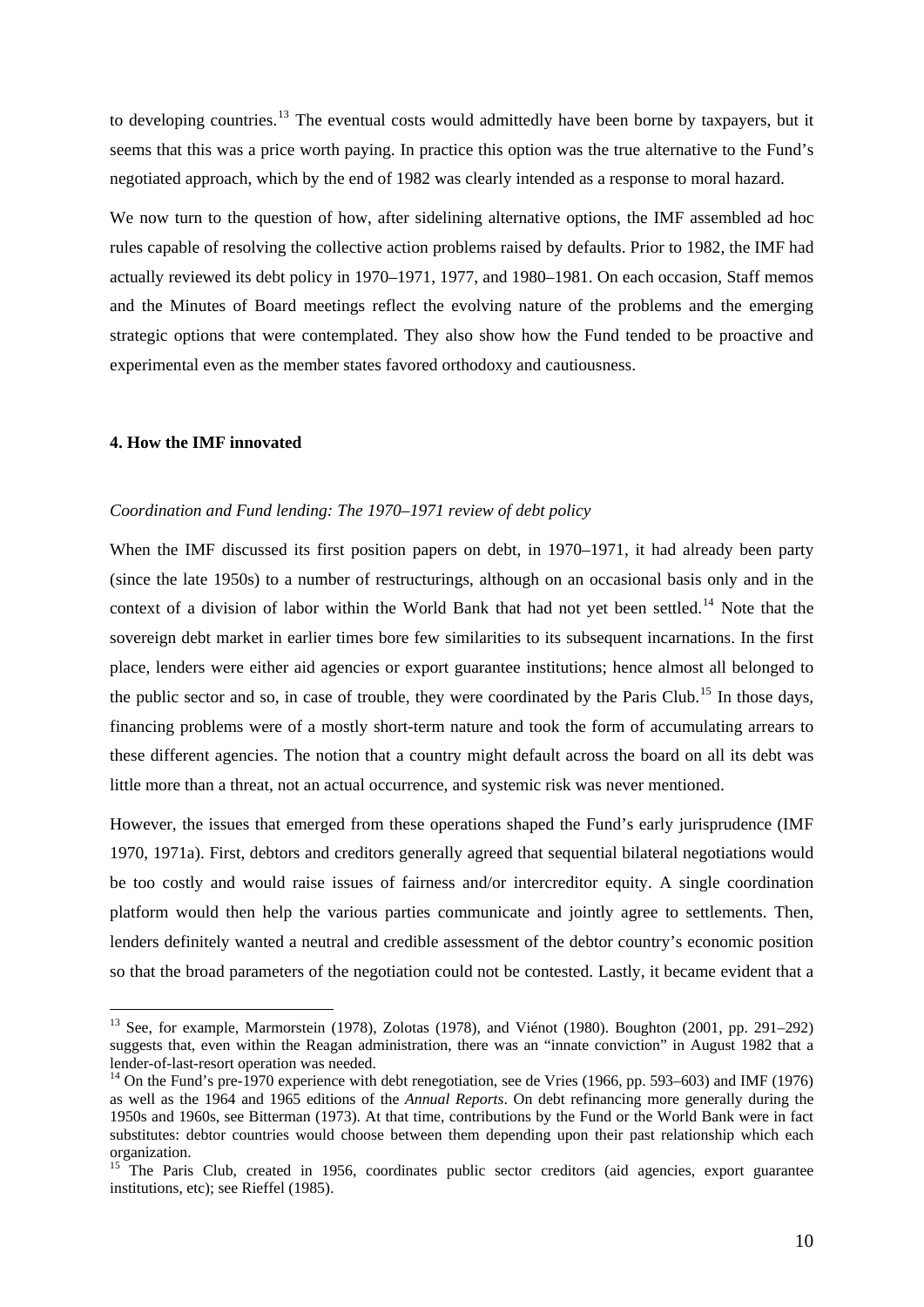to developing countries.[13] The eventual costs would admittedly have been borne by taxpayers, but it seems that this was a price worth paying. In practice this option was the true alternative to the Fund's negotiated approach, which by the end of 1982 was clearly intended as a response to moral hazard.

We now turn to the question of how, after sidelining alternative options, the IMF assembled ad hoc rules capable of resolving the collective action problems raised by defaults. Prior to 1982, the IMF had actually reviewed its debt policy in 1970–1971, 1977, and 1980–1981. On each occasion, Staff memos and the Minutes of Board meetings reflect the evolving nature of the problems and the emerging strategic options that were contemplated. They also show how the Fund tended to be proactive and experimental even as the member states favored orthodoxy and cautiousness.

## 4. How the IMF innovated

### *Coordination and Fund lending: The 1970–1971 review of debt policy*

When the IMF discussed its first position papers on debt, in 1970–1971, it had already been party (since the late 1950s) to a number of restructurings, although on an occasional basis only and in the context of a division of labor within the World Bank that had not yet been settled.[14] Note that the sovereign debt market in earlier times bore few similarities to its subsequent incarnations. In the first place, lenders were either aid agencies or export guarantee institutions; hence almost all belonged to the public sector and so, in case of trouble, they were coordinated by the Paris Club.[15] In those days, financing problems were of a mostly short-term nature and took the form of accumulating arrears to these different agencies. The notion that a country might default across the board on all its debt was little more than a threat, not an actual occurrence, and systemic risk was never mentioned.

However, the issues that emerged from these operations shaped the Fund's early jurisprudence (IMF 1970, 1971a). First, debtors and creditors generally agreed that sequential bilateral negotiations would be too costly and would raise issues of fairness and/or intercreditor equity. A single coordination platform would then help the various parties communicate and jointly agree to settlements. Then, lenders definitely wanted a neutral and credible assessment of the debtor country's economic position so that the broad parameters of the negotiation could not be contested. Lastly, it became evident that a

---

[13] See, for example, Marmorstein (1978), Zolotas (1978), and Viénot (1980). Boughton (2001, pp. 291–292) suggests that, even within the Reagan administration, there was an "innate conviction" in August 1982 that a lender-of-last-resort operation was needed.

[14] On the Fund's pre-1970 experience with debt renegotiation, see de Vries (1966, pp. 593–603) and IMF (1976) as well as the 1964 and 1965 editions of the *Annual Reports*. On debt refinancing more generally during the 1950s and 1960s, see Bitterman (1973). At that time, contributions by the Fund or the World Bank were in fact substitutes: debtor countries would choose between them depending upon their past relationship which each organization.

[15] The Paris Club, created in 1956, coordinates public sector creditors (aid agencies, export guarantee institutions, etc); see Rieffel (1985).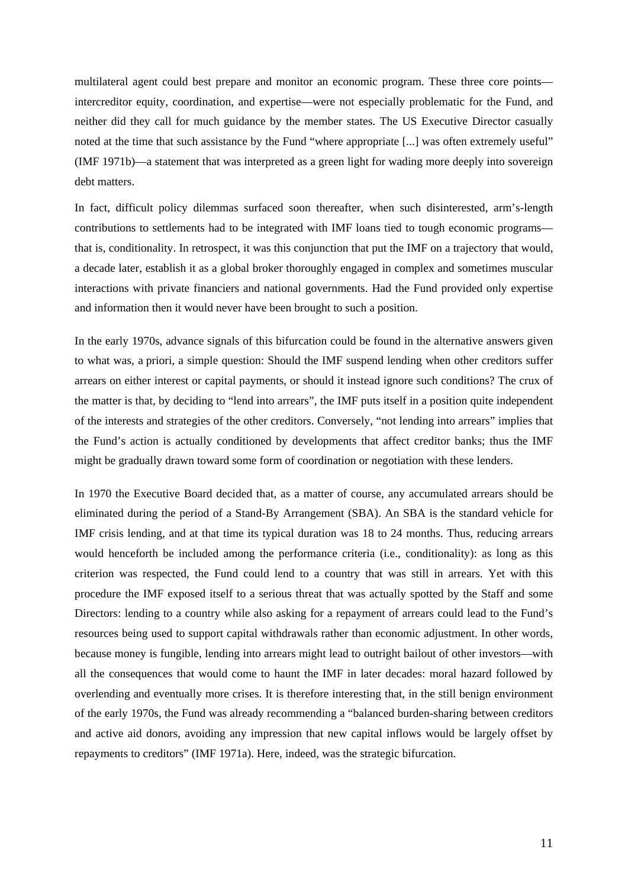multilateral agent could best prepare and monitor an economic program. These three core points—intercreditor equity, coordination, and expertise—were not especially problematic for the Fund, and neither did they call for much guidance by the member states. The US Executive Director casually noted at the time that such assistance by the Fund "where appropriate [...] was often extremely useful" (IMF 1971b)—a statement that was interpreted as a green light for wading more deeply into sovereign debt matters.

In fact, difficult policy dilemmas surfaced soon thereafter, when such disinterested, arm's-length contributions to settlements had to be integrated with IMF loans tied to tough economic programs—that is, conditionality. In retrospect, it was this conjunction that put the IMF on a trajectory that would, a decade later, establish it as a global broker thoroughly engaged in complex and sometimes muscular interactions with private financiers and national governments. Had the Fund provided only expertise and information then it would never have been brought to such a position.

In the early 1970s, advance signals of this bifurcation could be found in the alternative answers given to what was, a priori, a simple question: Should the IMF suspend lending when other creditors suffer arrears on either interest or capital payments, or should it instead ignore such conditions? The crux of the matter is that, by deciding to "lend into arrears", the IMF puts itself in a position quite independent of the interests and strategies of the other creditors. Conversely, "not lending into arrears" implies that the Fund's action is actually conditioned by developments that affect creditor banks; thus the IMF might be gradually drawn toward some form of coordination or negotiation with these lenders.

In 1970 the Executive Board decided that, as a matter of course, any accumulated arrears should be eliminated during the period of a Stand-By Arrangement (SBA). An SBA is the standard vehicle for IMF crisis lending, and at that time its typical duration was 18 to 24 months. Thus, reducing arrears would henceforth be included among the performance criteria (i.e., conditionality): as long as this criterion was respected, the Fund could lend to a country that was still in arrears. Yet with this procedure the IMF exposed itself to a serious threat that was actually spotted by the Staff and some Directors: lending to a country while also asking for a repayment of arrears could lead to the Fund's resources being used to support capital withdrawals rather than economic adjustment. In other words, because money is fungible, lending into arrears might lead to outright bailout of other investors—with all the consequences that would come to haunt the IMF in later decades: moral hazard followed by overlending and eventually more crises. It is therefore interesting that, in the still benign environment of the early 1970s, the Fund was already recommending a "balanced burden-sharing between creditors and active aid donors, avoiding any impression that new capital inflows would be largely offset by repayments to creditors" (IMF 1971a). Here, indeed, was the strategic bifurcation.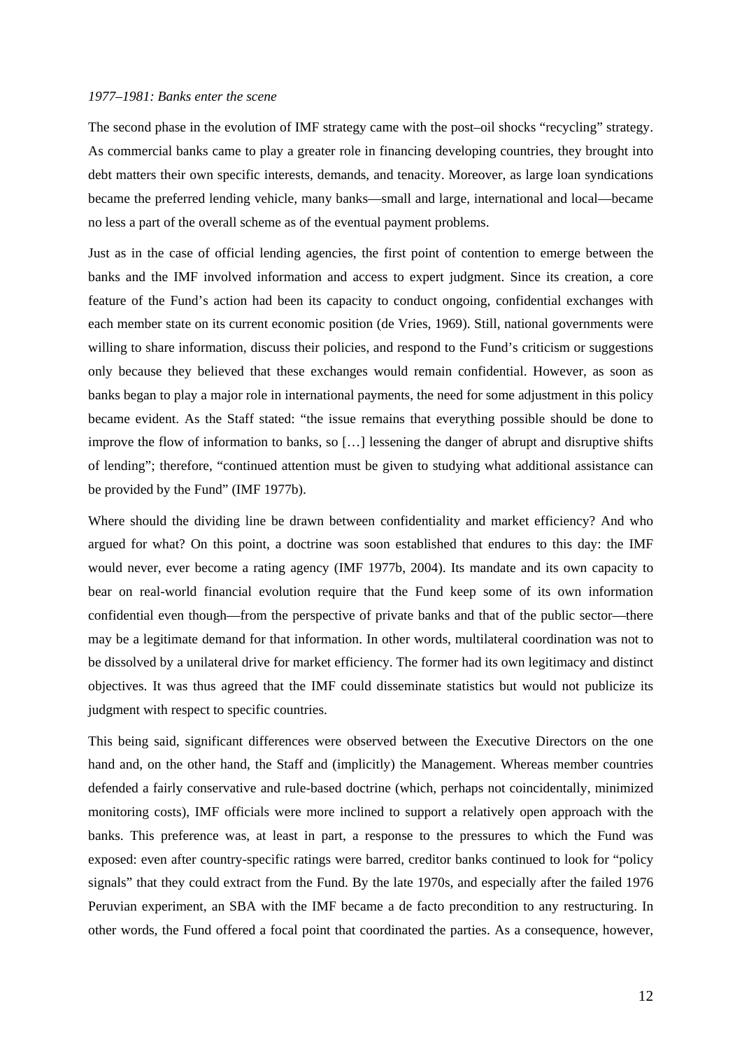*1977–1981: Banks enter the scene*

The second phase in the evolution of IMF strategy came with the post–oil shocks "recycling" strategy. As commercial banks came to play a greater role in financing developing countries, they brought into debt matters their own specific interests, demands, and tenacity. Moreover, as large loan syndications became the preferred lending vehicle, many banks—small and large, international and local—became no less a part of the overall scheme as of the eventual payment problems.

Just as in the case of official lending agencies, the first point of contention to emerge between the banks and the IMF involved information and access to expert judgment. Since its creation, a core feature of the Fund's action had been its capacity to conduct ongoing, confidential exchanges with each member state on its current economic position (de Vries, 1969). Still, national governments were willing to share information, discuss their policies, and respond to the Fund's criticism or suggestions only because they believed that these exchanges would remain confidential. However, as soon as banks began to play a major role in international payments, the need for some adjustment in this policy became evident. As the Staff stated: "the issue remains that everything possible should be done to improve the flow of information to banks, so […] lessening the danger of abrupt and disruptive shifts of lending"; therefore, "continued attention must be given to studying what additional assistance can be provided by the Fund" (IMF 1977b).

Where should the dividing line be drawn between confidentiality and market efficiency? And who argued for what? On this point, a doctrine was soon established that endures to this day: the IMF would never, ever become a rating agency (IMF 1977b, 2004). Its mandate and its own capacity to bear on real-world financial evolution require that the Fund keep some of its own information confidential even though—from the perspective of private banks and that of the public sector—there may be a legitimate demand for that information. In other words, multilateral coordination was not to be dissolved by a unilateral drive for market efficiency. The former had its own legitimacy and distinct objectives. It was thus agreed that the IMF could disseminate statistics but would not publicize its judgment with respect to specific countries.

This being said, significant differences were observed between the Executive Directors on the one hand and, on the other hand, the Staff and (implicitly) the Management. Whereas member countries defended a fairly conservative and rule-based doctrine (which, perhaps not coincidentally, minimized monitoring costs), IMF officials were more inclined to support a relatively open approach with the banks. This preference was, at least in part, a response to the pressures to which the Fund was exposed: even after country-specific ratings were barred, creditor banks continued to look for "policy signals" that they could extract from the Fund. By the late 1970s, and especially after the failed 1976 Peruvian experiment, an SBA with the IMF became a de facto precondition to any restructuring. In other words, the Fund offered a focal point that coordinated the parties. As a consequence, however,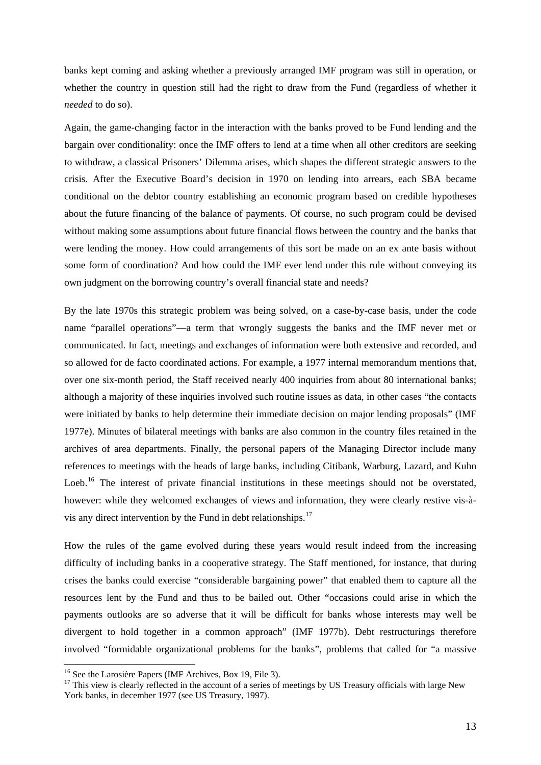banks kept coming and asking whether a previously arranged IMF program was still in operation, or whether the country in question still had the right to draw from the Fund (regardless of whether it *needed* to do so).

Again, the game-changing factor in the interaction with the banks proved to be Fund lending and the bargain over conditionality: once the IMF offers to lend at a time when all other creditors are seeking to withdraw, a classical Prisoners' Dilemma arises, which shapes the different strategic answers to the crisis. After the Executive Board's decision in 1970 on lending into arrears, each SBA became conditional on the debtor country establishing an economic program based on credible hypotheses about the future financing of the balance of payments. Of course, no such program could be devised without making some assumptions about future financial flows between the country and the banks that were lending the money. How could arrangements of this sort be made on an ex ante basis without some form of coordination? And how could the IMF ever lend under this rule without conveying its own judgment on the borrowing country's overall financial state and needs?

By the late 1970s this strategic problem was being solved, on a case-by-case basis, under the code name "parallel operations"—a term that wrongly suggests the banks and the IMF never met or communicated. In fact, meetings and exchanges of information were both extensive and recorded, and so allowed for de facto coordinated actions. For example, a 1977 internal memorandum mentions that, over one six-month period, the Staff received nearly 400 inquiries from about 80 international banks; although a majority of these inquiries involved such routine issues as data, in other cases "the contacts were initiated by banks to help determine their immediate decision on major lending proposals" (IMF 1977e). Minutes of bilateral meetings with banks are also common in the country files retained in the archives of area departments. Finally, the personal papers of the Managing Director include many references to meetings with the heads of large banks, including Citibank, Warburg, Lazard, and Kuhn Loeb.[16] The interest of private financial institutions in these meetings should not be overstated, however: while they welcomed exchanges of views and information, they were clearly restive vis-à-vis any direct intervention by the Fund in debt relationships.[17]

How the rules of the game evolved during these years would result indeed from the increasing difficulty of including banks in a cooperative strategy. The Staff mentioned, for instance, that during crises the banks could exercise "considerable bargaining power" that enabled them to capture all the resources lent by the Fund and thus to be bailed out. Other "occasions could arise in which the payments outlooks are so adverse that it will be difficult for banks whose interests may well be divergent to hold together in a common approach" (IMF 1977b). Debt restructurings therefore involved "formidable organizational problems for the banks", problems that called for "a massive

---

[16] See the Larosière Papers (IMF Archives, Box 19, File 3).

[17] This view is clearly reflected in the account of a series of meetings by US Treasury officials with large New York banks, in december 1977 (see US Treasury, 1997).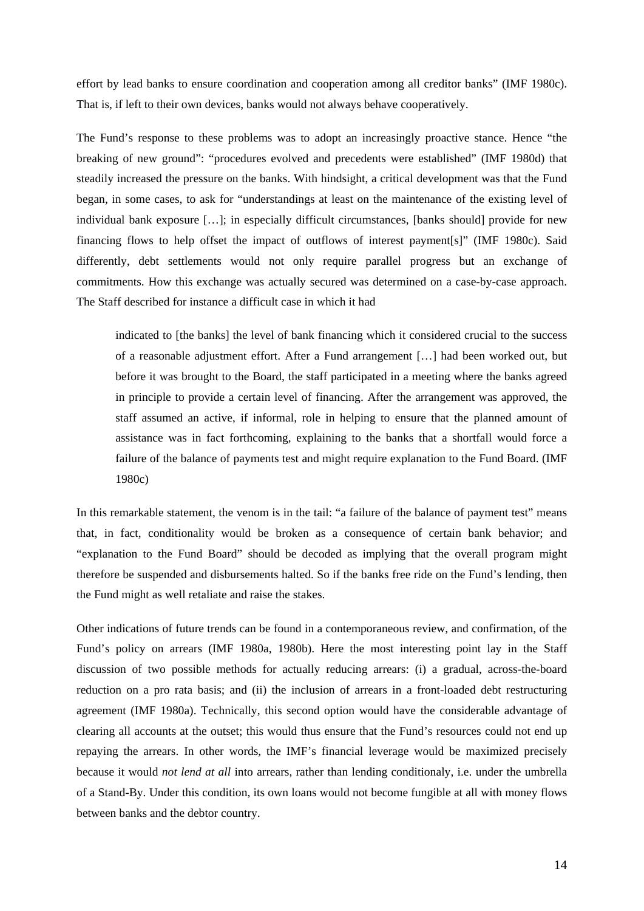effort by lead banks to ensure coordination and cooperation among all creditor banks" (IMF 1980c). That is, if left to their own devices, banks would not always behave cooperatively.

The Fund's response to these problems was to adopt an increasingly proactive stance. Hence "the breaking of new ground": "procedures evolved and precedents were established" (IMF 1980d) that steadily increased the pressure on the banks. With hindsight, a critical development was that the Fund began, in some cases, to ask for "understandings at least on the maintenance of the existing level of individual bank exposure […]; in especially difficult circumstances, [banks should] provide for new financing flows to help offset the impact of outflows of interest payment[s]" (IMF 1980c). Said differently, debt settlements would not only require parallel progress but an exchange of commitments. How this exchange was actually secured was determined on a case-by-case approach. The Staff described for instance a difficult case in which it had

> indicated to [the banks] the level of bank financing which it considered crucial to the success of a reasonable adjustment effort. After a Fund arrangement […] had been worked out, but before it was brought to the Board, the staff participated in a meeting where the banks agreed in principle to provide a certain level of financing. After the arrangement was approved, the staff assumed an active, if informal, role in helping to ensure that the planned amount of assistance was in fact forthcoming, explaining to the banks that a shortfall would force a failure of the balance of payments test and might require explanation to the Fund Board. (IMF 1980c)

In this remarkable statement, the venom is in the tail: "a failure of the balance of payment test" means that, in fact, conditionality would be broken as a consequence of certain bank behavior; and "explanation to the Fund Board" should be decoded as implying that the overall program might therefore be suspended and disbursements halted. So if the banks free ride on the Fund's lending, then the Fund might as well retaliate and raise the stakes.

Other indications of future trends can be found in a contemporaneous review, and confirmation, of the Fund's policy on arrears (IMF 1980a, 1980b). Here the most interesting point lay in the Staff discussion of two possible methods for actually reducing arrears: (i) a gradual, across-the-board reduction on a pro rata basis; and (ii) the inclusion of arrears in a front-loaded debt restructuring agreement (IMF 1980a). Technically, this second option would have the considerable advantage of clearing all accounts at the outset; this would thus ensure that the Fund's resources could not end up repaying the arrears. In other words, the IMF's financial leverage would be maximized precisely because it would *not lend at all* into arrears, rather than lending conditionaly, i.e. under the umbrella of a Stand-By. Under this condition, its own loans would not become fungible at all with money flows between banks and the debtor country.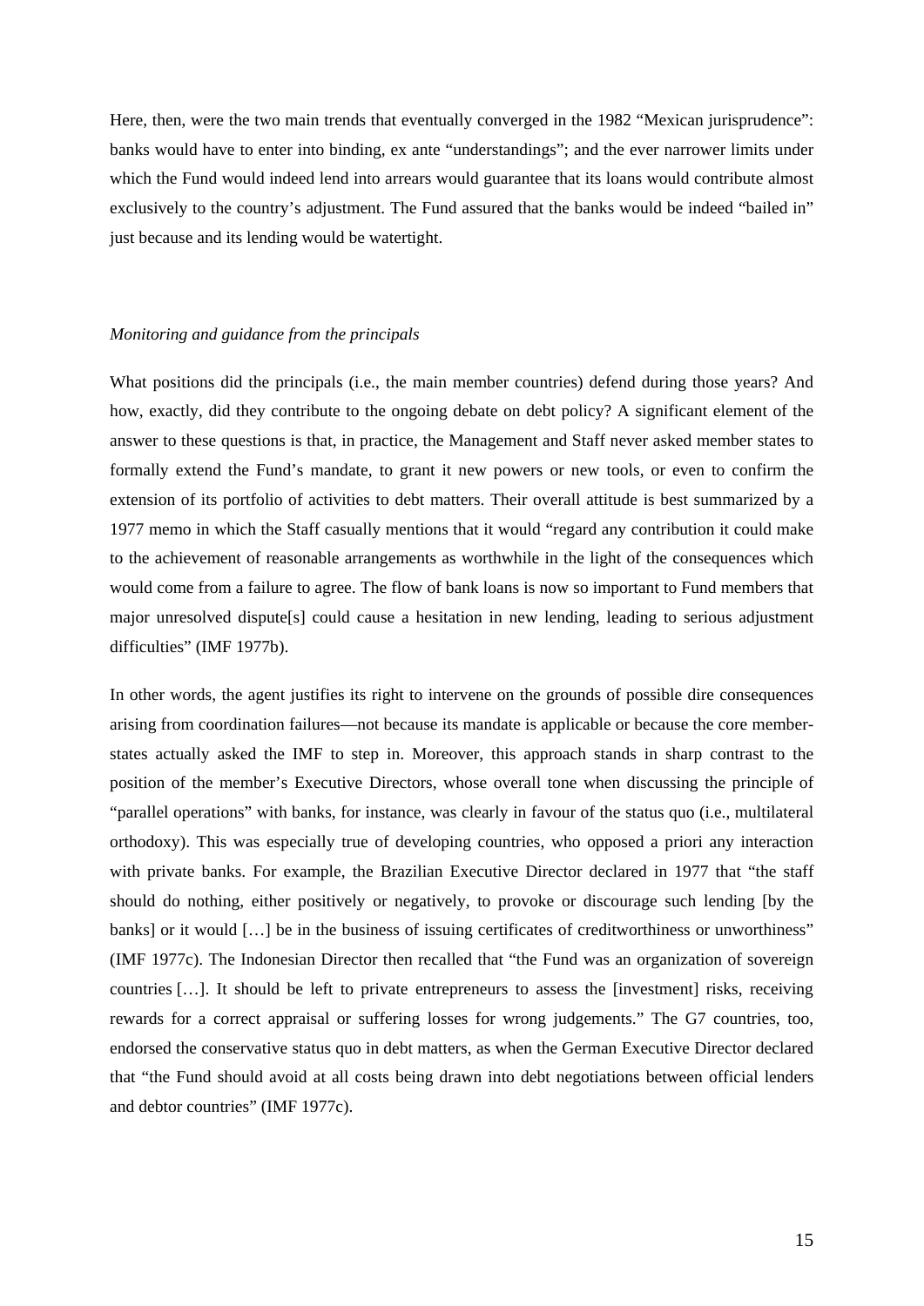Here, then, were the two main trends that eventually converged in the 1982 "Mexican jurisprudence": banks would have to enter into binding, ex ante "understandings"; and the ever narrower limits under which the Fund would indeed lend into arrears would guarantee that its loans would contribute almost exclusively to the country's adjustment. The Fund assured that the banks would be indeed "bailed in" just because and its lending would be watertight.

*Monitoring and guidance from the principals*

What positions did the principals (i.e., the main member countries) defend during those years? And how, exactly, did they contribute to the ongoing debate on debt policy? A significant element of the answer to these questions is that, in practice, the Management and Staff never asked member states to formally extend the Fund's mandate, to grant it new powers or new tools, or even to confirm the extension of its portfolio of activities to debt matters. Their overall attitude is best summarized by a 1977 memo in which the Staff casually mentions that it would "regard any contribution it could make to the achievement of reasonable arrangements as worthwhile in the light of the consequences which would come from a failure to agree. The flow of bank loans is now so important to Fund members that major unresolved dispute[s] could cause a hesitation in new lending, leading to serious adjustment difficulties" (IMF 1977b).

In other words, the agent justifies its right to intervene on the grounds of possible dire consequences arising from coordination failures—not because its mandate is applicable or because the core member-states actually asked the IMF to step in. Moreover, this approach stands in sharp contrast to the position of the member's Executive Directors, whose overall tone when discussing the principle of "parallel operations" with banks, for instance, was clearly in favour of the status quo (i.e., multilateral orthodoxy). This was especially true of developing countries, who opposed a priori any interaction with private banks. For example, the Brazilian Executive Director declared in 1977 that "the staff should do nothing, either positively or negatively, to provoke or discourage such lending [by the banks] or it would […] be in the business of issuing certificates of creditworthiness or unworthiness" (IMF 1977c). The Indonesian Director then recalled that "the Fund was an organization of sovereign countries […]. It should be left to private entrepreneurs to assess the [investment] risks, receiving rewards for a correct appraisal or suffering losses for wrong judgements." The G7 countries, too, endorsed the conservative status quo in debt matters, as when the German Executive Director declared that "the Fund should avoid at all costs being drawn into debt negotiations between official lenders and debtor countries" (IMF 1977c).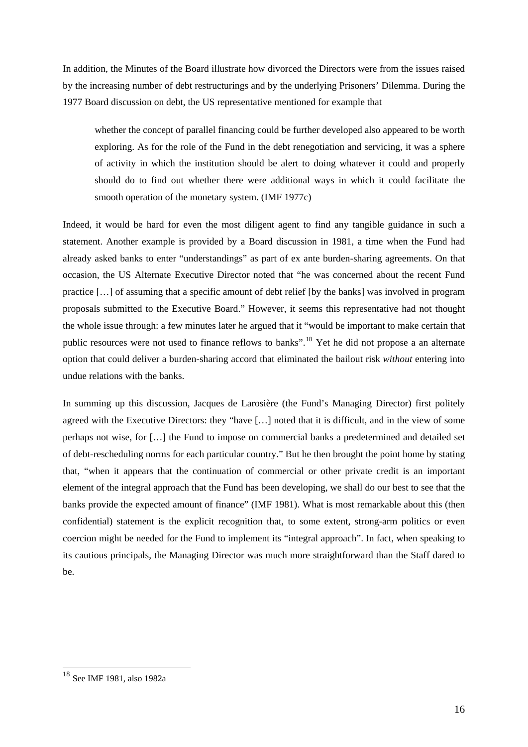In addition, the Minutes of the Board illustrate how divorced the Directors were from the issues raised by the increasing number of debt restructurings and by the underlying Prisoners' Dilemma. During the 1977 Board discussion on debt, the US representative mentioned for example that

> whether the concept of parallel financing could be further developed also appeared to be worth exploring. As for the role of the Fund in the debt renegotiation and servicing, it was a sphere of activity in which the institution should be alert to doing whatever it could and properly should do to find out whether there were additional ways in which it could facilitate the smooth operation of the monetary system. (IMF 1977c)

Indeed, it would be hard for even the most diligent agent to find any tangible guidance in such a statement. Another example is provided by a Board discussion in 1981, a time when the Fund had already asked banks to enter "understandings" as part of ex ante burden-sharing agreements. On that occasion, the US Alternate Executive Director noted that "he was concerned about the recent Fund practice […] of assuming that a specific amount of debt relief [by the banks] was involved in program proposals submitted to the Executive Board." However, it seems this representative had not thought the whole issue through: a few minutes later he argued that it "would be important to make certain that public resources were not used to finance reflows to banks".[18] Yet he did not propose a an alternate option that could deliver a burden-sharing accord that eliminated the bailout risk *without* entering into undue relations with the banks.

In summing up this discussion, Jacques de Larosière (the Fund's Managing Director) first politely agreed with the Executive Directors: they "have […] noted that it is difficult, and in the view of some perhaps not wise, for […] the Fund to impose on commercial banks a predetermined and detailed set of debt-rescheduling norms for each particular country." But he then brought the point home by stating that, "when it appears that the continuation of commercial or other private credit is an important element of the integral approach that the Fund has been developing, we shall do our best to see that the banks provide the expected amount of finance" (IMF 1981). What is most remarkable about this (then confidential) statement is the explicit recognition that, to some extent, strong-arm politics or even coercion might be needed for the Fund to implement its "integral approach". In fact, when speaking to its cautious principals, the Managing Director was much more straightforward than the Staff dared to be.

---

[18] See IMF 1981, also 1982a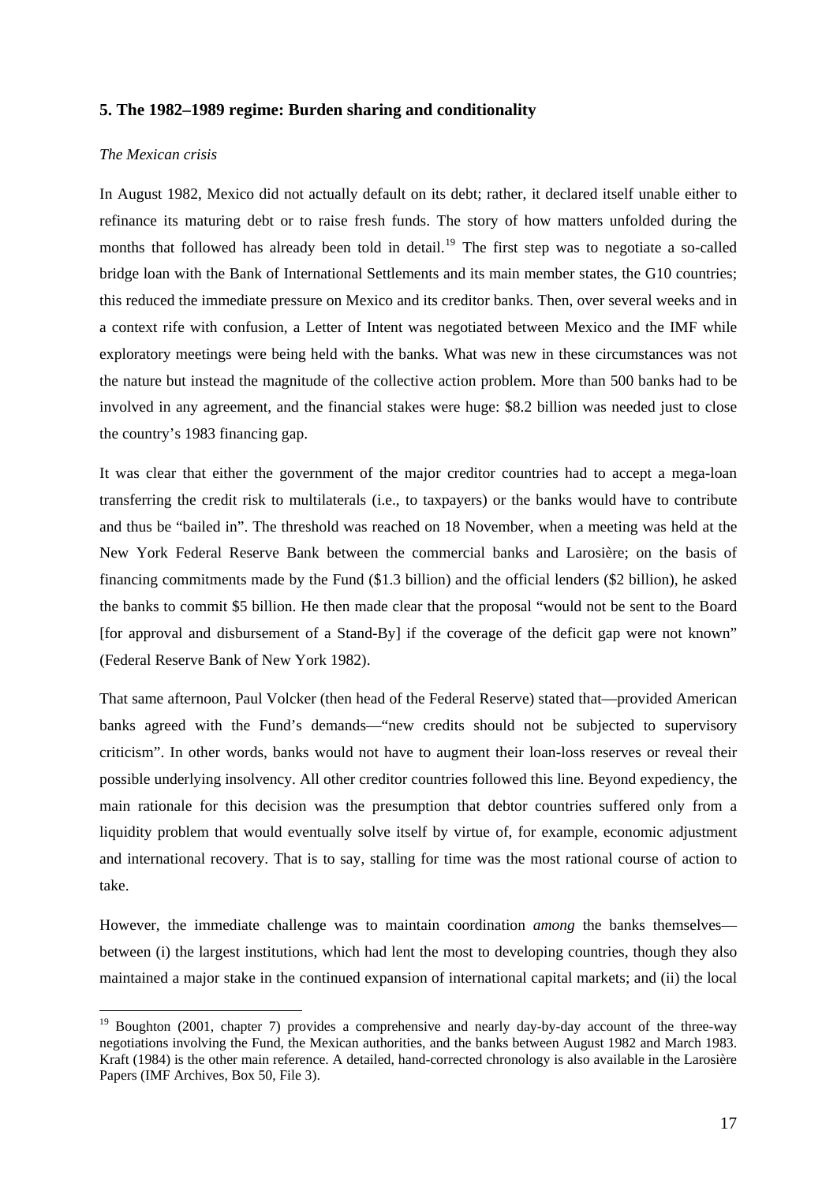## 5. The 1982–1989 regime: Burden sharing and conditionality

*The Mexican crisis*

In August 1982, Mexico did not actually default on its debt; rather, it declared itself unable either to refinance its maturing debt or to raise fresh funds. The story of how matters unfolded during the months that followed has already been told in detail.[19] The first step was to negotiate a so-called bridge loan with the Bank of International Settlements and its main member states, the G10 countries; this reduced the immediate pressure on Mexico and its creditor banks. Then, over several weeks and in a context rife with confusion, a Letter of Intent was negotiated between Mexico and the IMF while exploratory meetings were being held with the banks. What was new in these circumstances was not the nature but instead the magnitude of the collective action problem. More than 500 banks had to be involved in any agreement, and the financial stakes were huge: $8.2 billion was needed just to close the country's 1983 financing gap.

It was clear that either the government of the major creditor countries had to accept a mega-loan transferring the credit risk to multilaterals (i.e., to taxpayers) or the banks would have to contribute and thus be "bailed in". The threshold was reached on 18 November, when a meeting was held at the New York Federal Reserve Bank between the commercial banks and Larosière; on the basis of financing commitments made by the Fund ($1.3 billion) and the official lenders ($2 billion), he asked the banks to commit $5 billion. He then made clear that the proposal "would not be sent to the Board [for approval and disbursement of a Stand-By] if the coverage of the deficit gap were not known" (Federal Reserve Bank of New York 1982).

That same afternoon, Paul Volcker (then head of the Federal Reserve) stated that—provided American banks agreed with the Fund's demands—"new credits should not be subjected to supervisory criticism". In other words, banks would not have to augment their loan-loss reserves or reveal their possible underlying insolvency. All other creditor countries followed this line. Beyond expediency, the main rationale for this decision was the presumption that debtor countries suffered only from a liquidity problem that would eventually solve itself by virtue of, for example, economic adjustment and international recovery. That is to say, stalling for time was the most rational course of action to take.

However, the immediate challenge was to maintain coordination *among* the banks themselves—between (i) the largest institutions, which had lent the most to developing countries, though they also maintained a major stake in the continued expansion of international capital markets; and (ii) the local

[19] Boughton (2001, chapter 7) provides a comprehensive and nearly day-by-day account of the three-way negotiations involving the Fund, the Mexican authorities, and the banks between August 1982 and March 1983. Kraft (1984) is the other main reference. A detailed, hand-corrected chronology is also available in the Larosière Papers (IMF Archives, Box 50, File 3).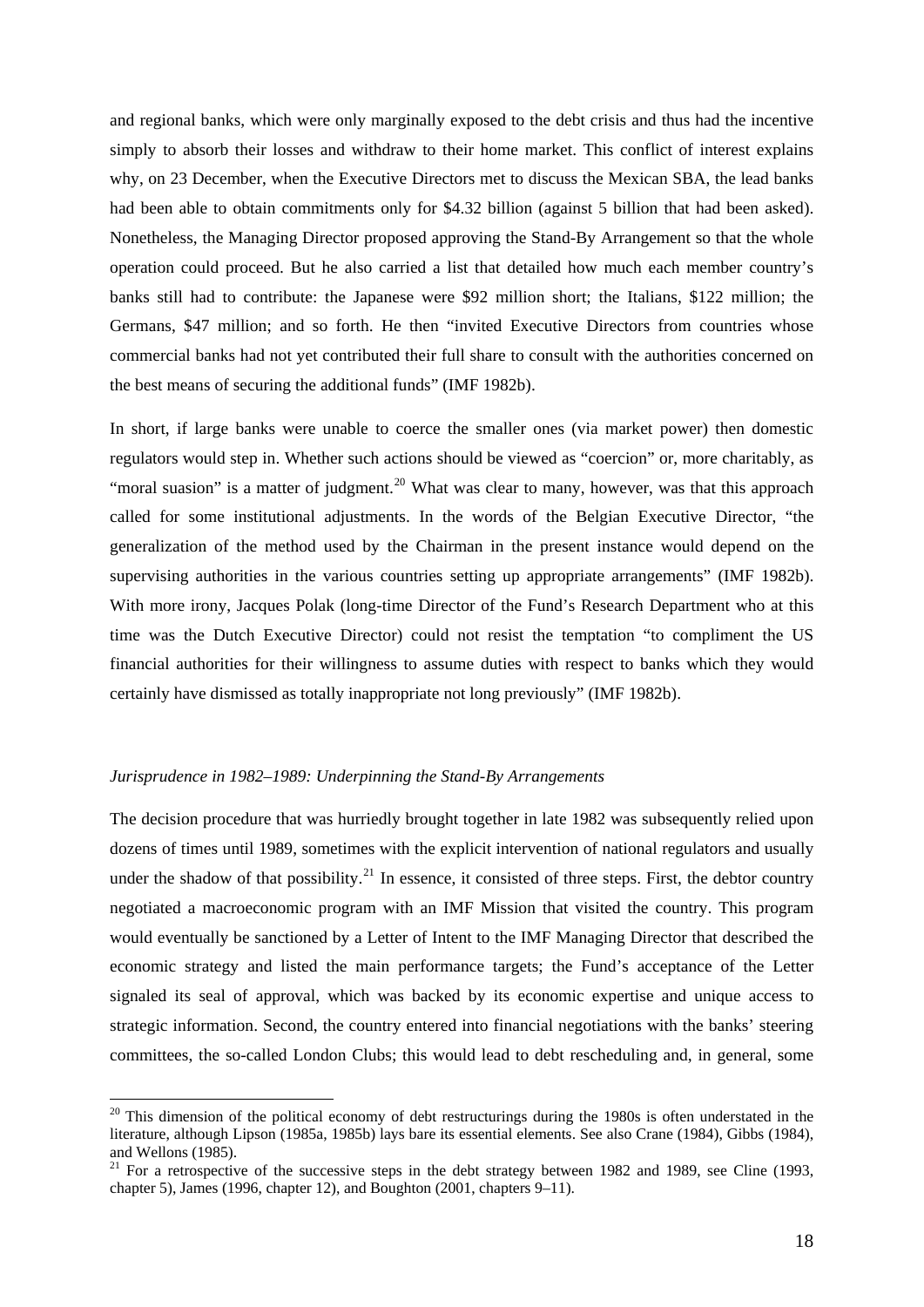and regional banks, which were only marginally exposed to the debt crisis and thus had the incentive simply to absorb their losses and withdraw to their home market. This conflict of interest explains why, on 23 December, when the Executive Directors met to discuss the Mexican SBA, the lead banks had been able to obtain commitments only for $4.32 billion (against 5 billion that had been asked). Nonetheless, the Managing Director proposed approving the Stand-By Arrangement so that the whole operation could proceed. But he also carried a list that detailed how much each member country's banks still had to contribute: the Japanese were $92 million short; the Italians, $122 million; the Germans, $47 million; and so forth. He then "invited Executive Directors from countries whose commercial banks had not yet contributed their full share to consult with the authorities concerned on the best means of securing the additional funds" (IMF 1982b).

In short, if large banks were unable to coerce the smaller ones (via market power) then domestic regulators would step in. Whether such actions should be viewed as "coercion" or, more charitably, as "moral suasion" is a matter of judgment.[20] What was clear to many, however, was that this approach called for some institutional adjustments. In the words of the Belgian Executive Director, "the generalization of the method used by the Chairman in the present instance would depend on the supervising authorities in the various countries setting up appropriate arrangements" (IMF 1982b). With more irony, Jacques Polak (long-time Director of the Fund's Research Department who at this time was the Dutch Executive Director) could not resist the temptation "to compliment the US financial authorities for their willingness to assume duties with respect to banks which they would certainly have dismissed as totally inappropriate not long previously" (IMF 1982b).

### *Jurisprudence in 1982–1989: Underpinning the Stand-By Arrangements*

The decision procedure that was hurriedly brought together in late 1982 was subsequently relied upon dozens of times until 1989, sometimes with the explicit intervention of national regulators and usually under the shadow of that possibility.[21] In essence, it consisted of three steps. First, the debtor country negotiated a macroeconomic program with an IMF Mission that visited the country. This program would eventually be sanctioned by a Letter of Intent to the IMF Managing Director that described the economic strategy and listed the main performance targets; the Fund's acceptance of the Letter signaled its seal of approval, which was backed by its economic expertise and unique access to strategic information. Second, the country entered into financial negotiations with the banks' steering committees, the so-called London Clubs; this would lead to debt rescheduling and, in general, some

---

[20] This dimension of the political economy of debt restructurings during the 1980s is often understated in the literature, although Lipson (1985a, 1985b) lays bare its essential elements. See also Crane (1984), Gibbs (1984), and Wellons (1985).

[21] For a retrospective of the successive steps in the debt strategy between 1982 and 1989, see Cline (1993, chapter 5), James (1996, chapter 12), and Boughton (2001, chapters 9–11).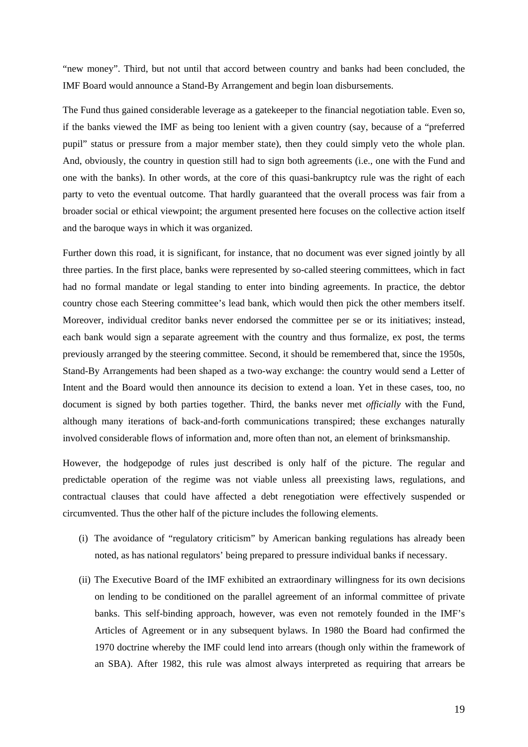"new money". Third, but not until that accord between country and banks had been concluded, the IMF Board would announce a Stand-By Arrangement and begin loan disbursements.

The Fund thus gained considerable leverage as a gatekeeper to the financial negotiation table. Even so, if the banks viewed the IMF as being too lenient with a given country (say, because of a "preferred pupil" status or pressure from a major member state), then they could simply veto the whole plan. And, obviously, the country in question still had to sign both agreements (i.e., one with the Fund and one with the banks). In other words, at the core of this quasi-bankruptcy rule was the right of each party to veto the eventual outcome. That hardly guaranteed that the overall process was fair from a broader social or ethical viewpoint; the argument presented here focuses on the collective action itself and the baroque ways in which it was organized.

Further down this road, it is significant, for instance, that no document was ever signed jointly by all three parties. In the first place, banks were represented by so-called steering committees, which in fact had no formal mandate or legal standing to enter into binding agreements. In practice, the debtor country chose each Steering committee's lead bank, which would then pick the other members itself. Moreover, individual creditor banks never endorsed the committee per se or its initiatives; instead, each bank would sign a separate agreement with the country and thus formalize, ex post, the terms previously arranged by the steering committee. Second, it should be remembered that, since the 1950s, Stand-By Arrangements had been shaped as a two-way exchange: the country would send a Letter of Intent and the Board would then announce its decision to extend a loan. Yet in these cases, too, no document is signed by both parties together. Third, the banks never met *officially* with the Fund, although many iterations of back-and-forth communications transpired; these exchanges naturally involved considerable flows of information and, more often than not, an element of brinksmanship.

However, the hodgepodge of rules just described is only half of the picture. The regular and predictable operation of the regime was not viable unless all preexisting laws, regulations, and contractual clauses that could have affected a debt renegotiation were effectively suspended or circumvented. Thus the other half of the picture includes the following elements.

(i) The avoidance of "regulatory criticism" by American banking regulations has already been noted, as has national regulators' being prepared to pressure individual banks if necessary.

(ii) The Executive Board of the IMF exhibited an extraordinary willingness for its own decisions on lending to be conditioned on the parallel agreement of an informal committee of private banks. This self-binding approach, however, was even not remotely founded in the IMF's Articles of Agreement or in any subsequent bylaws. In 1980 the Board had confirmed the 1970 doctrine whereby the IMF could lend into arrears (though only within the framework of an SBA). After 1982, this rule was almost always interpreted as requiring that arrears be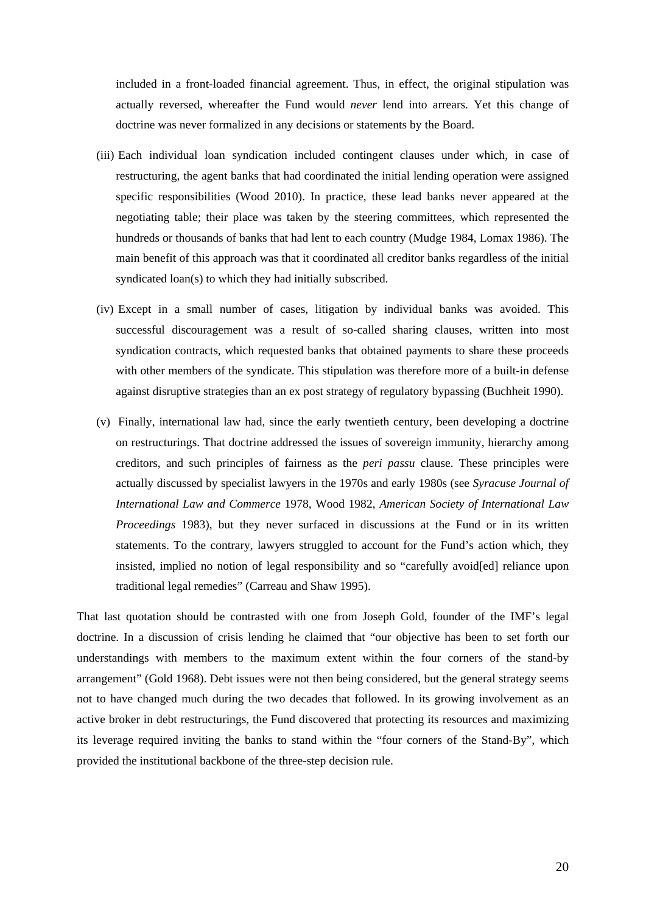included in a front-loaded financial agreement. Thus, in effect, the original stipulation was actually reversed, whereafter the Fund would *never* lend into arrears. Yet this change of doctrine was never formalized in any decisions or statements by the Board.

(iii) Each individual loan syndication included contingent clauses under which, in case of restructuring, the agent banks that had coordinated the initial lending operation were assigned specific responsibilities (Wood 2010). In practice, these lead banks never appeared at the negotiating table; their place was taken by the steering committees, which represented the hundreds or thousands of banks that had lent to each country (Mudge 1984, Lomax 1986). The main benefit of this approach was that it coordinated all creditor banks regardless of the initial syndicated loan(s) to which they had initially subscribed.

(iv) Except in a small number of cases, litigation by individual banks was avoided. This successful discouragement was a result of so-called sharing clauses, written into most syndication contracts, which requested banks that obtained payments to share these proceeds with other members of the syndicate. This stipulation was therefore more of a built-in defense against disruptive strategies than an ex post strategy of regulatory bypassing (Buchheit 1990).

(v) Finally, international law had, since the early twentieth century, been developing a doctrine on restructurings. That doctrine addressed the issues of sovereign immunity, hierarchy among creditors, and such principles of fairness as the *peri passu* clause. These principles were actually discussed by specialist lawyers in the 1970s and early 1980s (see *Syracuse Journal of International Law and Commerce* 1978, Wood 1982, *American Society of International Law Proceedings* 1983), but they never surfaced in discussions at the Fund or in its written statements. To the contrary, lawyers struggled to account for the Fund's action which, they insisted, implied no notion of legal responsibility and so "carefully avoid[ed] reliance upon traditional legal remedies" (Carreau and Shaw 1995).

That last quotation should be contrasted with one from Joseph Gold, founder of the IMF's legal doctrine. In a discussion of crisis lending he claimed that "our objective has been to set forth our understandings with members to the maximum extent within the four corners of the stand-by arrangement" (Gold 1968). Debt issues were not then being considered, but the general strategy seems not to have changed much during the two decades that followed. In its growing involvement as an active broker in debt restructurings, the Fund discovered that protecting its resources and maximizing its leverage required inviting the banks to stand within the "four corners of the Stand-By", which provided the institutional backbone of the three-step decision rule.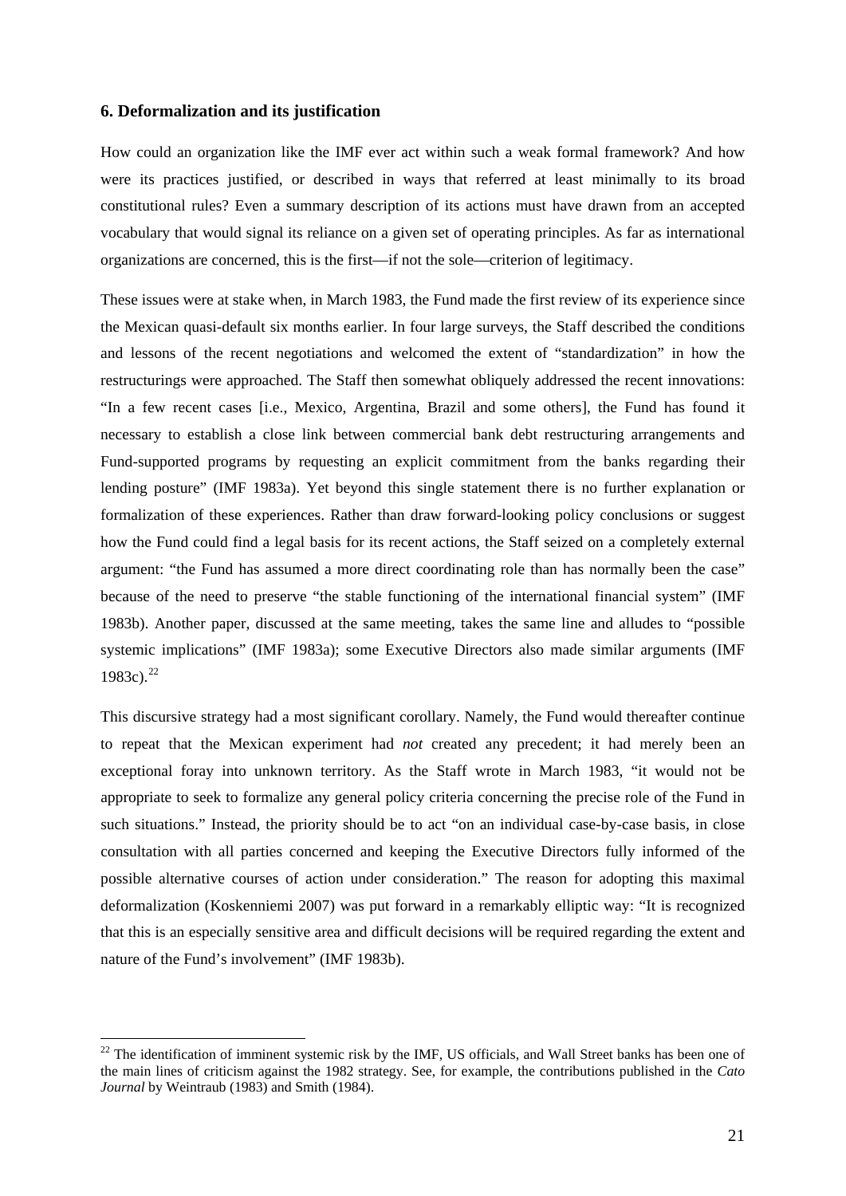### 6. Deformalization and its justification

How could an organization like the IMF ever act within such a weak formal framework? And how were its practices justified, or described in ways that referred at least minimally to its broad constitutional rules? Even a summary description of its actions must have drawn from an accepted vocabulary that would signal its reliance on a given set of operating principles. As far as international organizations are concerned, this is the first—if not the sole—criterion of legitimacy.

These issues were at stake when, in March 1983, the Fund made the first review of its experience since the Mexican quasi-default six months earlier. In four large surveys, the Staff described the conditions and lessons of the recent negotiations and welcomed the extent of "standardization" in how the restructurings were approached. The Staff then somewhat obliquely addressed the recent innovations: "In a few recent cases [i.e., Mexico, Argentina, Brazil and some others], the Fund has found it necessary to establish a close link between commercial bank debt restructuring arrangements and Fund-supported programs by requesting an explicit commitment from the banks regarding their lending posture" (IMF 1983a). Yet beyond this single statement there is no further explanation or formalization of these experiences. Rather than draw forward-looking policy conclusions or suggest how the Fund could find a legal basis for its recent actions, the Staff seized on a completely external argument: "the Fund has assumed a more direct coordinating role than has normally been the case" because of the need to preserve "the stable functioning of the international financial system" (IMF 1983b). Another paper, discussed at the same meeting, takes the same line and alludes to "possible systemic implications" (IMF 1983a); some Executive Directors also made similar arguments (IMF 1983c).[22]

This discursive strategy had a most significant corollary. Namely, the Fund would thereafter continue to repeat that the Mexican experiment had *not* created any precedent; it had merely been an exceptional foray into unknown territory. As the Staff wrote in March 1983, "it would not be appropriate to seek to formalize any general policy criteria concerning the precise role of the Fund in such situations." Instead, the priority should be to act "on an individual case-by-case basis, in close consultation with all parties concerned and keeping the Executive Directors fully informed of the possible alternative courses of action under consideration." The reason for adopting this maximal deformalization (Koskenniemi 2007) was put forward in a remarkably elliptic way: "It is recognized that this is an especially sensitive area and difficult decisions will be required regarding the extent and nature of the Fund's involvement" (IMF 1983b).

[22] The identification of imminent systemic risk by the IMF, US officials, and Wall Street banks has been one of the main lines of criticism against the 1982 strategy. See, for example, the contributions published in the *Cato Journal* by Weintraub (1983) and Smith (1984).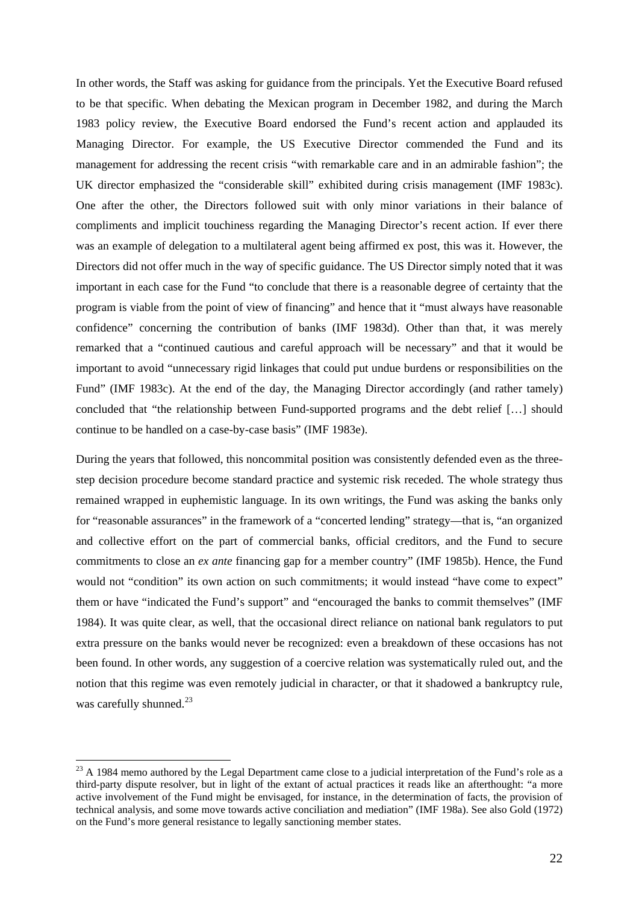In other words, the Staff was asking for guidance from the principals. Yet the Executive Board refused to be that specific. When debating the Mexican program in December 1982, and during the March 1983 policy review, the Executive Board endorsed the Fund's recent action and applauded its Managing Director. For example, the US Executive Director commended the Fund and its management for addressing the recent crisis "with remarkable care and in an admirable fashion"; the UK director emphasized the "considerable skill" exhibited during crisis management (IMF 1983c). One after the other, the Directors followed suit with only minor variations in their balance of compliments and implicit touchiness regarding the Managing Director's recent action. If ever there was an example of delegation to a multilateral agent being affirmed ex post, this was it. However, the Directors did not offer much in the way of specific guidance. The US Director simply noted that it was important in each case for the Fund "to conclude that there is a reasonable degree of certainty that the program is viable from the point of view of financing" and hence that it "must always have reasonable confidence" concerning the contribution of banks (IMF 1983d). Other than that, it was merely remarked that a "continued cautious and careful approach will be necessary" and that it would be important to avoid "unnecessary rigid linkages that could put undue burdens or responsibilities on the Fund" (IMF 1983c). At the end of the day, the Managing Director accordingly (and rather tamely) concluded that "the relationship between Fund-supported programs and the debt relief […] should continue to be handled on a case-by-case basis" (IMF 1983e).

During the years that followed, this noncommital position was consistently defended even as the three-step decision procedure become standard practice and systemic risk receded. The whole strategy thus remained wrapped in euphemistic language. In its own writings, the Fund was asking the banks only for "reasonable assurances" in the framework of a "concerted lending" strategy—that is, "an organized and collective effort on the part of commercial banks, official creditors, and the Fund to secure commitments to close an *ex ante* financing gap for a member country" (IMF 1985b). Hence, the Fund would not "condition" its own action on such commitments; it would instead "have come to expect" them or have "indicated the Fund's support" and "encouraged the banks to commit themselves" (IMF 1984). It was quite clear, as well, that the occasional direct reliance on national bank regulators to put extra pressure on the banks would never be recognized: even a breakdown of these occasions has not been found. In other words, any suggestion of a coercive relation was systematically ruled out, and the notion that this regime was even remotely judicial in character, or that it shadowed a bankruptcy rule, was carefully shunned.[23]

[23] A 1984 memo authored by the Legal Department came close to a judicial interpretation of the Fund's role as a third-party dispute resolver, but in light of the extant of actual practices it reads like an afterthought: "a more active involvement of the Fund might be envisaged, for instance, in the determination of facts, the provision of technical analysis, and some move towards active conciliation and mediation" (IMF 198a). See also Gold (1972) on the Fund's more general resistance to legally sanctioning member states.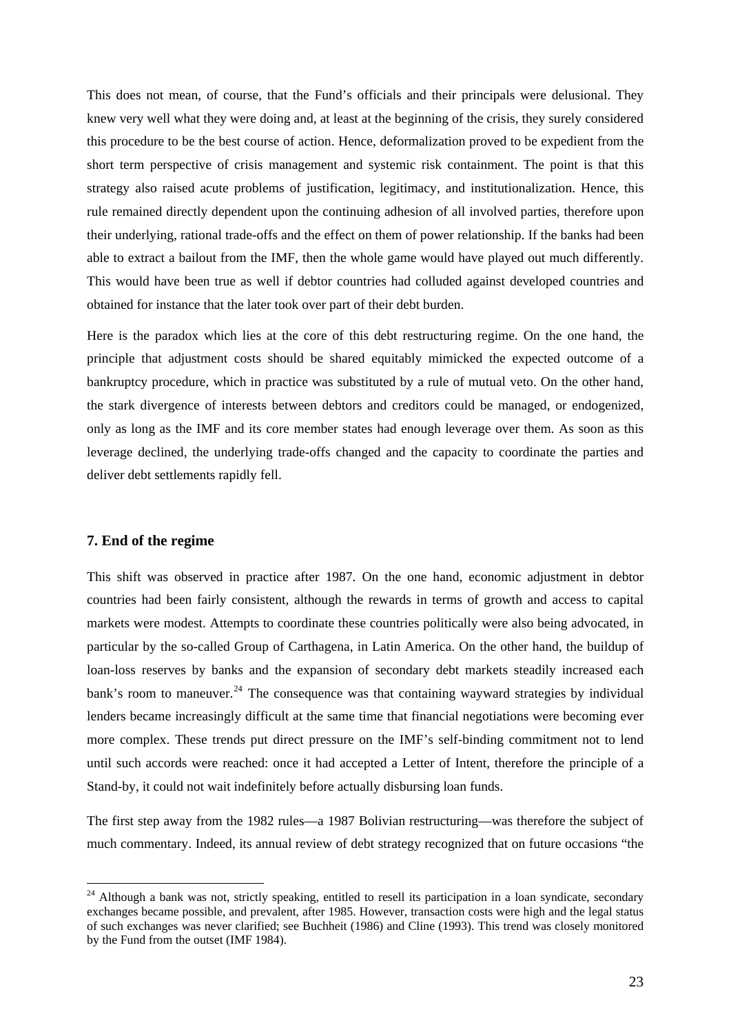This does not mean, of course, that the Fund's officials and their principals were delusional. They knew very well what they were doing and, at least at the beginning of the crisis, they surely considered this procedure to be the best course of action. Hence, deformalization proved to be expedient from the short term perspective of crisis management and systemic risk containment. The point is that this strategy also raised acute problems of justification, legitimacy, and institutionalization. Hence, this rule remained directly dependent upon the continuing adhesion of all involved parties, therefore upon their underlying, rational trade-offs and the effect on them of power relationship. If the banks had been able to extract a bailout from the IMF, then the whole game would have played out much differently. This would have been true as well if debtor countries had colluded against developed countries and obtained for instance that the later took over part of their debt burden.

Here is the paradox which lies at the core of this debt restructuring regime. On the one hand, the principle that adjustment costs should be shared equitably mimicked the expected outcome of a bankruptcy procedure, which in practice was substituted by a rule of mutual veto. On the other hand, the stark divergence of interests between debtors and creditors could be managed, or endogenized, only as long as the IMF and its core member states had enough leverage over them. As soon as this leverage declined, the underlying trade-offs changed and the capacity to coordinate the parties and deliver debt settlements rapidly fell.

### 7. End of the regime

This shift was observed in practice after 1987. On the one hand, economic adjustment in debtor countries had been fairly consistent, although the rewards in terms of growth and access to capital markets were modest. Attempts to coordinate these countries politically were also being advocated, in particular by the so-called Group of Carthagena, in Latin America. On the other hand, the buildup of loan-loss reserves by banks and the expansion of secondary debt markets steadily increased each bank's room to maneuver.[24] The consequence was that containing wayward strategies by individual lenders became increasingly difficult at the same time that financial negotiations were becoming ever more complex. These trends put direct pressure on the IMF's self-binding commitment not to lend until such accords were reached: once it had accepted a Letter of Intent, therefore the principle of a Stand-by, it could not wait indefinitely before actually disbursing loan funds.

The first step away from the 1982 rules—a 1987 Bolivian restructuring—was therefore the subject of much commentary. Indeed, its annual review of debt strategy recognized that on future occasions "the

[24] Although a bank was not, strictly speaking, entitled to resell its participation in a loan syndicate, secondary exchanges became possible, and prevalent, after 1985. However, transaction costs were high and the legal status of such exchanges was never clarified; see Buchheit (1986) and Cline (1993). This trend was closely monitored by the Fund from the outset (IMF 1984).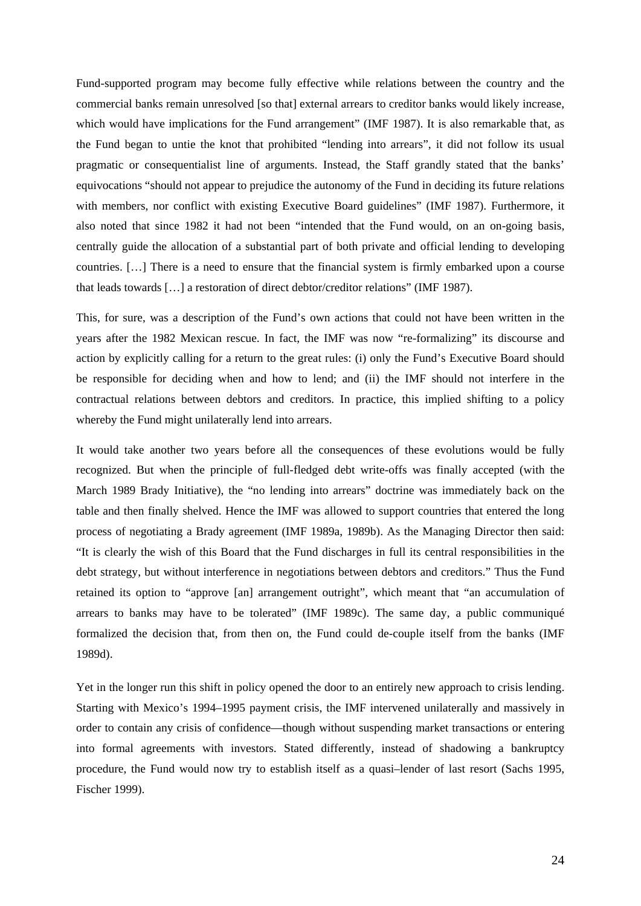Fund-supported program may become fully effective while relations between the country and the commercial banks remain unresolved [so that] external arrears to creditor banks would likely increase, which would have implications for the Fund arrangement" (IMF 1987). It is also remarkable that, as the Fund began to untie the knot that prohibited "lending into arrears", it did not follow its usual pragmatic or consequentialist line of arguments. Instead, the Staff grandly stated that the banks' equivocations "should not appear to prejudice the autonomy of the Fund in deciding its future relations with members, nor conflict with existing Executive Board guidelines" (IMF 1987). Furthermore, it also noted that since 1982 it had not been "intended that the Fund would, on an on-going basis, centrally guide the allocation of a substantial part of both private and official lending to developing countries. […] There is a need to ensure that the financial system is firmly embarked upon a course that leads towards […] a restoration of direct debtor/creditor relations" (IMF 1987).

This, for sure, was a description of the Fund's own actions that could not have been written in the years after the 1982 Mexican rescue. In fact, the IMF was now "re-formalizing" its discourse and action by explicitly calling for a return to the great rules: (i) only the Fund's Executive Board should be responsible for deciding when and how to lend; and (ii) the IMF should not interfere in the contractual relations between debtors and creditors. In practice, this implied shifting to a policy whereby the Fund might unilaterally lend into arrears.

It would take another two years before all the consequences of these evolutions would be fully recognized. But when the principle of full-fledged debt write-offs was finally accepted (with the March 1989 Brady Initiative), the "no lending into arrears" doctrine was immediately back on the table and then finally shelved. Hence the IMF was allowed to support countries that entered the long process of negotiating a Brady agreement (IMF 1989a, 1989b). As the Managing Director then said: "It is clearly the wish of this Board that the Fund discharges in full its central responsibilities in the debt strategy, but without interference in negotiations between debtors and creditors." Thus the Fund retained its option to "approve [an] arrangement outright", which meant that "an accumulation of arrears to banks may have to be tolerated" (IMF 1989c). The same day, a public communiqué formalized the decision that, from then on, the Fund could de-couple itself from the banks (IMF 1989d).

Yet in the longer run this shift in policy opened the door to an entirely new approach to crisis lending. Starting with Mexico's 1994–1995 payment crisis, the IMF intervened unilaterally and massively in order to contain any crisis of confidence—though without suspending market transactions or entering into formal agreements with investors. Stated differently, instead of shadowing a bankruptcy procedure, the Fund would now try to establish itself as a quasi–lender of last resort (Sachs 1995, Fischer 1999).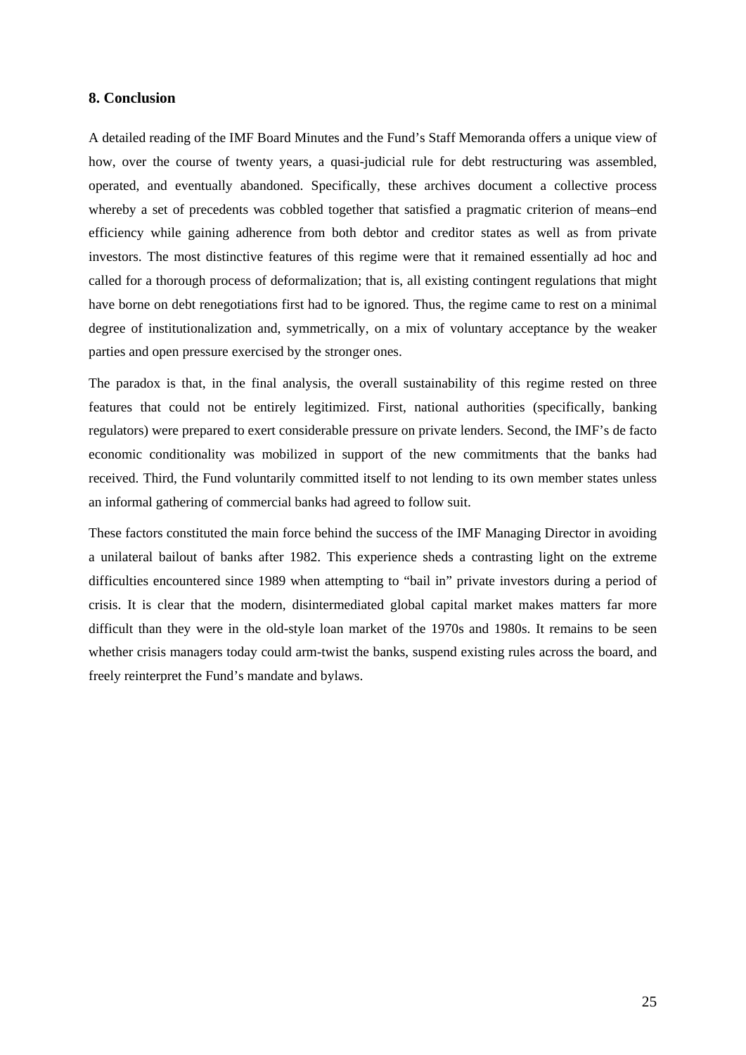## 8. Conclusion

A detailed reading of the IMF Board Minutes and the Fund's Staff Memoranda offers a unique view of how, over the course of twenty years, a quasi-judicial rule for debt restructuring was assembled, operated, and eventually abandoned. Specifically, these archives document a collective process whereby a set of precedents was cobbled together that satisfied a pragmatic criterion of means–end efficiency while gaining adherence from both debtor and creditor states as well as from private investors. The most distinctive features of this regime were that it remained essentially ad hoc and called for a thorough process of deformalization; that is, all existing contingent regulations that might have borne on debt renegotiations first had to be ignored. Thus, the regime came to rest on a minimal degree of institutionalization and, symmetrically, on a mix of voluntary acceptance by the weaker parties and open pressure exercised by the stronger ones.

The paradox is that, in the final analysis, the overall sustainability of this regime rested on three features that could not be entirely legitimized. First, national authorities (specifically, banking regulators) were prepared to exert considerable pressure on private lenders. Second, the IMF's de facto economic conditionality was mobilized in support of the new commitments that the banks had received. Third, the Fund voluntarily committed itself to not lending to its own member states unless an informal gathering of commercial banks had agreed to follow suit.

These factors constituted the main force behind the success of the IMF Managing Director in avoiding a unilateral bailout of banks after 1982. This experience sheds a contrasting light on the extreme difficulties encountered since 1989 when attempting to "bail in" private investors during a period of crisis. It is clear that the modern, disintermediated global capital market makes matters far more difficult than they were in the old-style loan market of the 1970s and 1980s. It remains to be seen whether crisis managers today could arm-twist the banks, suspend existing rules across the board, and freely reinterpret the Fund's mandate and bylaws.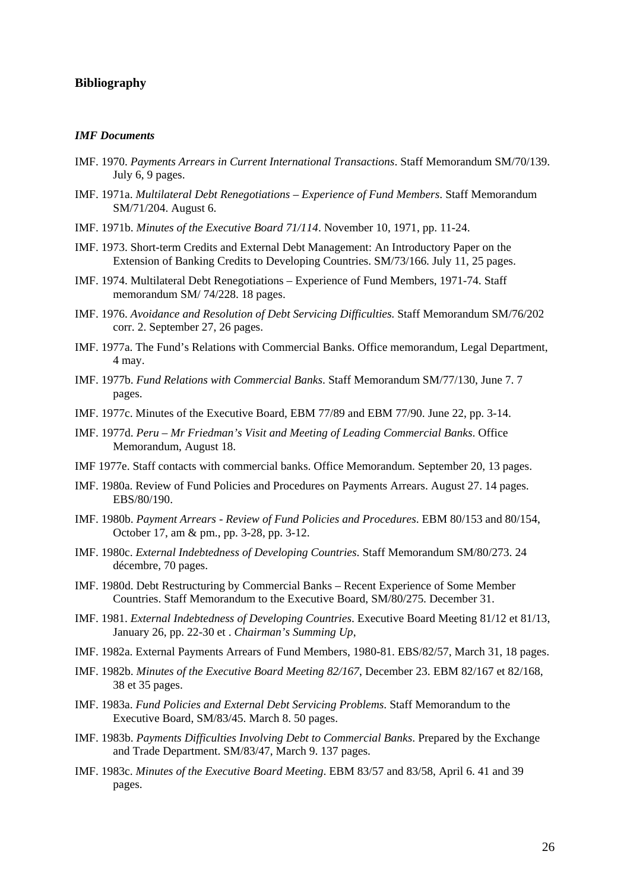## Bibliography

### *IMF Documents*

IMF. 1970. *Payments Arrears in Current International Transactions*. Staff Memorandum SM/70/139. July 6, 9 pages.

IMF. 1971a. *Multilateral Debt Renegotiations – Experience of Fund Members*. Staff Memorandum SM/71/204. August 6.

IMF. 1971b. *Minutes of the Executive Board 71/114*. November 10, 1971, pp. 11-24.

IMF. 1973. Short-term Credits and External Debt Management: An Introductory Paper on the Extension of Banking Credits to Developing Countries. SM/73/166. July 11, 25 pages.

IMF. 1974. Multilateral Debt Renegotiations – Experience of Fund Members, 1971-74. Staff memorandum SM/ 74/228. 18 pages.

IMF. 1976. *Avoidance and Resolution of Debt Servicing Difficulties.* Staff Memorandum SM/76/202 corr. 2. September 27, 26 pages.

IMF. 1977a. The Fund's Relations with Commercial Banks. Office memorandum, Legal Department, 4 may.

IMF. 1977b. *Fund Relations with Commercial Banks*. Staff Memorandum SM/77/130, June 7. 7 pages.

IMF. 1977c. Minutes of the Executive Board, EBM 77/89 and EBM 77/90. June 22, pp. 3-14.

IMF. 1977d. *Peru – Mr Friedman's Visit and Meeting of Leading Commercial Banks*. Office Memorandum, August 18.

IMF 1977e. Staff contacts with commercial banks. Office Memorandum. September 20, 13 pages.

IMF. 1980a. Review of Fund Policies and Procedures on Payments Arrears. August 27. 14 pages. EBS/80/190.

IMF. 1980b. *Payment Arrears - Review of Fund Policies and Procedures*. EBM 80/153 and 80/154, October 17, am & pm., pp. 3-28, pp. 3-12.

IMF. 1980c. *External Indebtedness of Developing Countries*. Staff Memorandum SM/80/273. 24 décembre, 70 pages.

IMF. 1980d. Debt Restructuring by Commercial Banks – Recent Experience of Some Member Countries. Staff Memorandum to the Executive Board, SM/80/275. December 31.

IMF. 1981. *External Indebtedness of Developing Countries*. Executive Board Meeting 81/12 et 81/13, January 26, pp. 22-30 et . *Chairman's Summing Up*,

IMF. 1982a. External Payments Arrears of Fund Members, 1980-81. EBS/82/57, March 31, 18 pages.

IMF. 1982b. *Minutes of the Executive Board Meeting 82/167*, December 23. EBM 82/167 et 82/168, 38 et 35 pages.

IMF. 1983a. *Fund Policies and External Debt Servicing Problems*. Staff Memorandum to the Executive Board, SM/83/45. March 8. 50 pages.

IMF. 1983b. *Payments Difficulties Involving Debt to Commercial Banks*. Prepared by the Exchange and Trade Department. SM/83/47, March 9. 137 pages.

IMF. 1983c. *Minutes of the Executive Board Meeting*. EBM 83/57 and 83/58, April 6. 41 and 39 pages.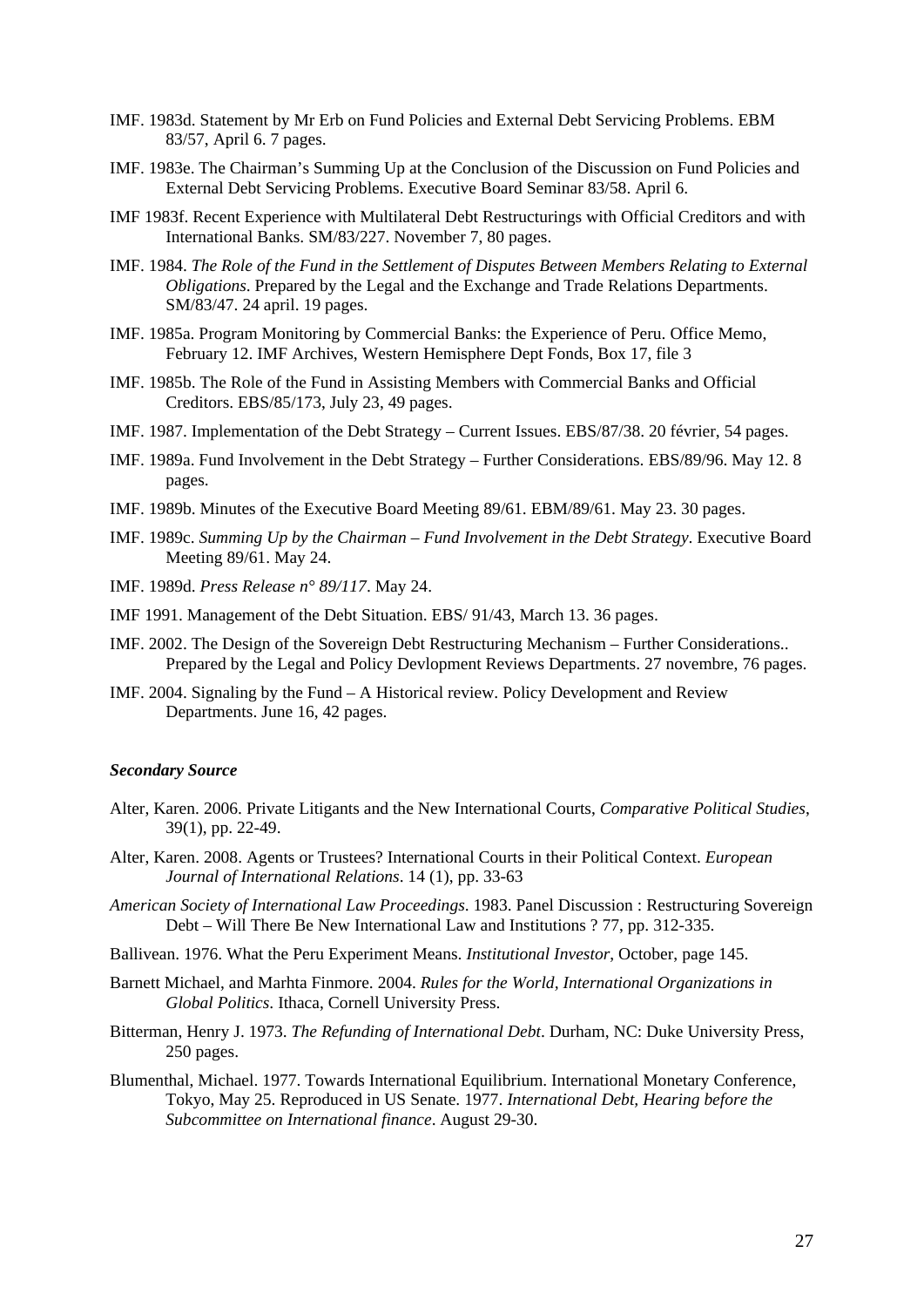IMF. 1983d. Statement by Mr Erb on Fund Policies and External Debt Servicing Problems. EBM 83/57, April 6. 7 pages.

IMF. 1983e. The Chairman's Summing Up at the Conclusion of the Discussion on Fund Policies and External Debt Servicing Problems. Executive Board Seminar 83/58. April 6.

IMF 1983f. Recent Experience with Multilateral Debt Restructurings with Official Creditors and with International Banks. SM/83/227. November 7, 80 pages.

IMF. 1984. *The Role of the Fund in the Settlement of Disputes Between Members Relating to External Obligations*. Prepared by the Legal and the Exchange and Trade Relations Departments. SM/83/47. 24 april. 19 pages.

IMF. 1985a. Program Monitoring by Commercial Banks: the Experience of Peru. Office Memo, February 12. IMF Archives, Western Hemisphere Dept Fonds, Box 17, file 3

IMF. 1985b. The Role of the Fund in Assisting Members with Commercial Banks and Official Creditors. EBS/85/173, July 23, 49 pages.

IMF. 1987. Implementation of the Debt Strategy – Current Issues. EBS/87/38. 20 février, 54 pages.

IMF. 1989a. Fund Involvement in the Debt Strategy – Further Considerations. EBS/89/96. May 12. 8 pages.

IMF. 1989b. Minutes of the Executive Board Meeting 89/61. EBM/89/61. May 23. 30 pages.

IMF. 1989c. *Summing Up by the Chairman – Fund Involvement in the Debt Strategy*. Executive Board Meeting 89/61. May 24.

IMF. 1989d. *Press Release n° 89/117*. May 24.

IMF 1991. Management of the Debt Situation. EBS/ 91/43, March 13. 36 pages.

IMF. 2002. The Design of the Sovereign Debt Restructuring Mechanism – Further Considerations.. Prepared by the Legal and Policy Devlopment Reviews Departments. 27 novembre, 76 pages.

IMF. 2004. Signaling by the Fund – A Historical review. Policy Development and Review Departments. June 16, 42 pages.

***Secondary Source***

Alter, Karen. 2006. Private Litigants and the New International Courts, *Comparative Political Studies*, 39(1), pp. 22-49.

Alter, Karen. 2008. Agents or Trustees? International Courts in their Political Context. *European Journal of International Relations*. 14 (1), pp. 33-63

*American Society of International Law Proceedings*. 1983. Panel Discussion : Restructuring Sovereign Debt – Will There Be New International Law and Institutions ? 77, pp. 312-335.

Ballivean. 1976. What the Peru Experiment Means. *Institutional Investor*, October, page 145.

Barnett Michael, and Marhta Finmore. 2004. *Rules for the World, International Organizations in Global Politics*. Ithaca, Cornell University Press.

Bitterman, Henry J. 1973. *The Refunding of International Debt*. Durham, NC: Duke University Press, 250 pages.

Blumenthal, Michael. 1977. Towards International Equilibrium. International Monetary Conference, Tokyo, May 25. Reproduced in US Senate. 1977. *International Debt, Hearing before the Subcommittee on International finance*. August 29-30.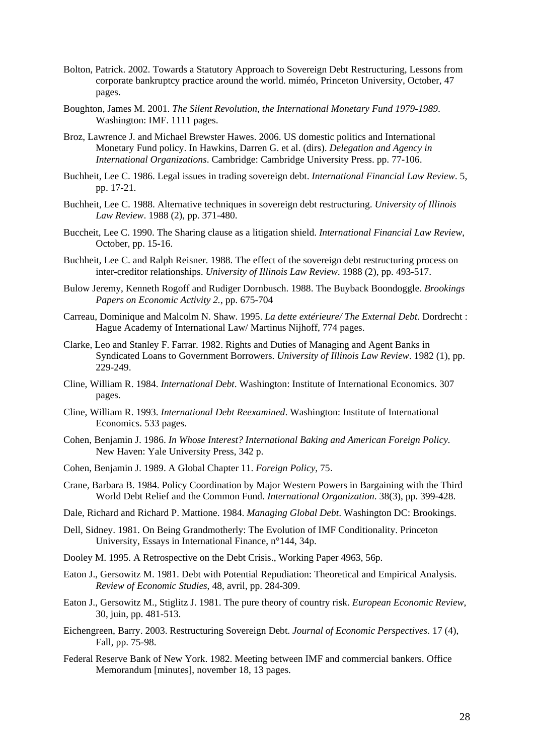Bolton, Patrick. 2002. Towards a Statutory Approach to Sovereign Debt Restructuring, Lessons from corporate bankruptcy practice around the world. miméo, Princeton University, October, 47 pages.

Boughton, James M. 2001. *The Silent Revolution, the International Monetary Fund 1979-1989*. Washington: IMF. 1111 pages.

Broz, Lawrence J. and Michael Brewster Hawes. 2006. US domestic politics and International Monetary Fund policy. In Hawkins, Darren G. et al. (dirs). *Delegation and Agency in International Organizations*. Cambridge: Cambridge University Press. pp. 77-106.

Buchheit, Lee C. 1986. Legal issues in trading sovereign debt. *International Financial Law Review*. 5, pp. 17-21.

Buchheit, Lee C. 1988. Alternative techniques in sovereign debt restructuring. *University of Illinois Law Review*. 1988 (2), pp. 371-480.

Buccheit, Lee C. 1990. The Sharing clause as a litigation shield. *International Financial Law Review*, October, pp. 15-16.

Buchheit, Lee C. and Ralph Reisner. 1988. The effect of the sovereign debt restructuring process on inter-creditor relationships. *University of Illinois Law Review*. 1988 (2), pp. 493-517.

Bulow Jeremy, Kenneth Rogoff and Rudiger Dornbusch. 1988. The Buyback Boondoggle. *Brookings Papers on Economic Activity 2.*, pp. 675-704

Carreau, Dominique and Malcolm N. Shaw. 1995. *La dette extérieure/ The External Debt*. Dordrecht : Hague Academy of International Law/ Martinus Nijhoff, 774 pages.

Clarke, Leo and Stanley F. Farrar. 1982. Rights and Duties of Managing and Agent Banks in Syndicated Loans to Government Borrowers. *University of Illinois Law Review*. 1982 (1), pp. 229-249.

Cline, William R. 1984. *International Debt*. Washington: Institute of International Economics. 307 pages.

Cline, William R. 1993. *International Debt Reexamined*. Washington: Institute of International Economics. 533 pages.

Cohen, Benjamin J. 1986. *In Whose Interest? International Baking and American Foreign Policy*. New Haven: Yale University Press, 342 p.

Cohen, Benjamin J. 1989. A Global Chapter 11. *Foreign Policy*, 75.

Crane, Barbara B. 1984. Policy Coordination by Major Western Powers in Bargaining with the Third World Debt Relief and the Common Fund. *International Organization*. 38(3), pp. 399-428.

Dale, Richard and Richard P. Mattione. 1984. *Managing Global Debt*. Washington DC: Brookings.

Dell, Sidney. 1981. On Being Grandmotherly: The Evolution of IMF Conditionality. Princeton University, Essays in International Finance, n°144, 34p.

Dooley M. 1995. A Retrospective on the Debt Crisis., Working Paper 4963, 56p.

Eaton J., Gersowitz M. 1981. Debt with Potential Repudiation: Theoretical and Empirical Analysis. *Review of Economic Studies*, 48, avril, pp. 284-309.

Eaton J., Gersowitz M., Stiglitz J. 1981. The pure theory of country risk. *European Economic Review*, 30, juin, pp. 481-513.

Eichengreen, Barry. 2003. Restructuring Sovereign Debt. *Journal of Economic Perspectives*. 17 (4), Fall, pp. 75-98.

Federal Reserve Bank of New York. 1982. Meeting between IMF and commercial bankers. Office Memorandum [minutes], november 18, 13 pages.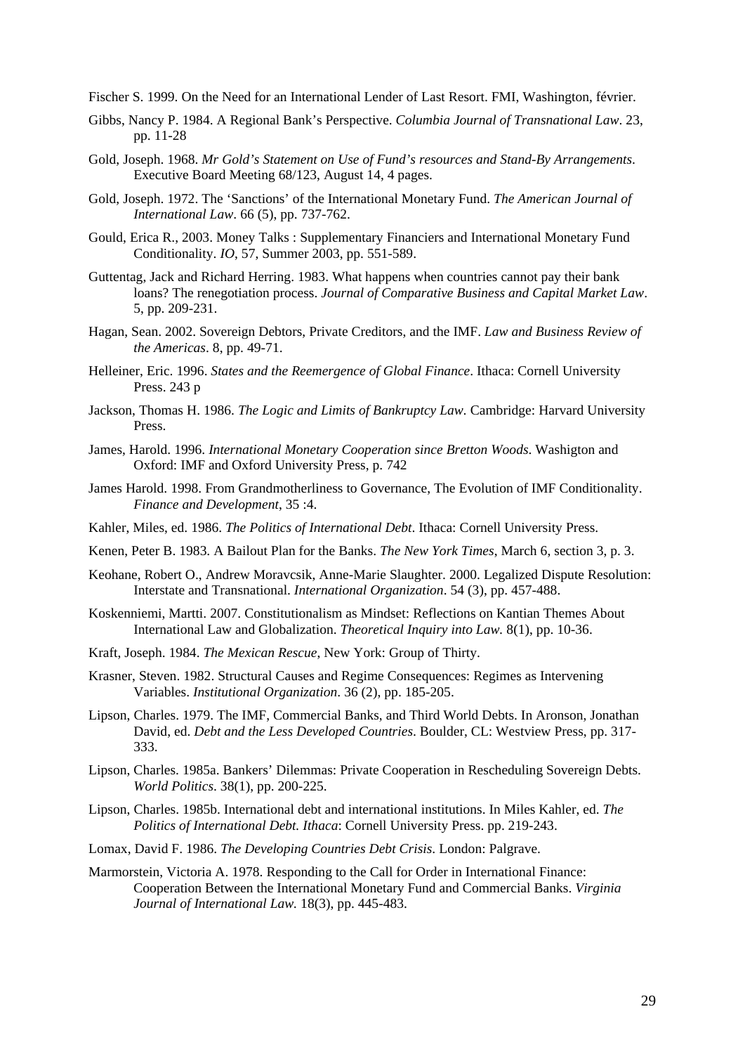Fischer S. 1999. On the Need for an International Lender of Last Resort. FMI, Washington, février.

Gibbs, Nancy P. 1984. A Regional Bank's Perspective. *Columbia Journal of Transnational Law*. 23, pp. 11-28

Gold, Joseph. 1968. *Mr Gold's Statement on Use of Fund's resources and Stand-By Arrangements*. Executive Board Meeting 68/123, August 14, 4 pages.

Gold, Joseph. 1972. The 'Sanctions' of the International Monetary Fund. *The American Journal of International Law*. 66 (5), pp. 737-762.

Gould, Erica R., 2003. Money Talks : Supplementary Financiers and International Monetary Fund Conditionality. *IO*, 57, Summer 2003, pp. 551-589.

Guttentag, Jack and Richard Herring. 1983. What happens when countries cannot pay their bank loans? The renegotiation process. *Journal of Comparative Business and Capital Market Law*. 5, pp. 209-231.

Hagan, Sean. 2002. Sovereign Debtors, Private Creditors, and the IMF. *Law and Business Review of the Americas*. 8, pp. 49-71.

Helleiner, Eric. 1996. *States and the Reemergence of Global Finance*. Ithaca: Cornell University Press. 243 p

Jackson, Thomas H. 1986. *The Logic and Limits of Bankruptcy Law.* Cambridge: Harvard University Press.

James, Harold. 1996. *International Monetary Cooperation since Bretton Woods*. Washigton and Oxford: IMF and Oxford University Press, p. 742

James Harold. 1998. From Grandmotherliness to Governance, The Evolution of IMF Conditionality. *Finance and Development*, 35 :4.

Kahler, Miles, ed. 1986. *The Politics of International Debt*. Ithaca: Cornell University Press.

Kenen, Peter B. 1983. A Bailout Plan for the Banks. *The New York Times*, March 6, section 3, p. 3.

Keohane, Robert O., Andrew Moravcsik, Anne-Marie Slaughter. 2000. Legalized Dispute Resolution: Interstate and Transnational. *International Organization*. 54 (3), pp. 457-488.

Koskenniemi, Martti. 2007. Constitutionalism as Mindset: Reflections on Kantian Themes About International Law and Globalization. *Theoretical Inquiry into Law.* 8(1), pp. 10-36.

Kraft, Joseph. 1984. *The Mexican Rescue*, New York: Group of Thirty.

Krasner, Steven. 1982. Structural Causes and Regime Consequences: Regimes as Intervening Variables. *Institutional Organization*. 36 (2), pp. 185-205.

Lipson, Charles. 1979. The IMF, Commercial Banks, and Third World Debts. In Aronson, Jonathan David, ed. *Debt and the Less Developed Countries*. Boulder, CL: Westview Press, pp. 317-333.

Lipson, Charles. 1985a. Bankers' Dilemmas: Private Cooperation in Rescheduling Sovereign Debts. *World Politics*. 38(1), pp. 200-225.

Lipson, Charles. 1985b. International debt and international institutions. In Miles Kahler, ed. *The Politics of International Debt. Ithaca*: Cornell University Press. pp. 219-243.

Lomax, David F. 1986. *The Developing Countries Debt Crisis*. London: Palgrave.

Marmorstein, Victoria A. 1978. Responding to the Call for Order in International Finance: Cooperation Between the International Monetary Fund and Commercial Banks. *Virginia Journal of International Law.* 18(3), pp. 445-483.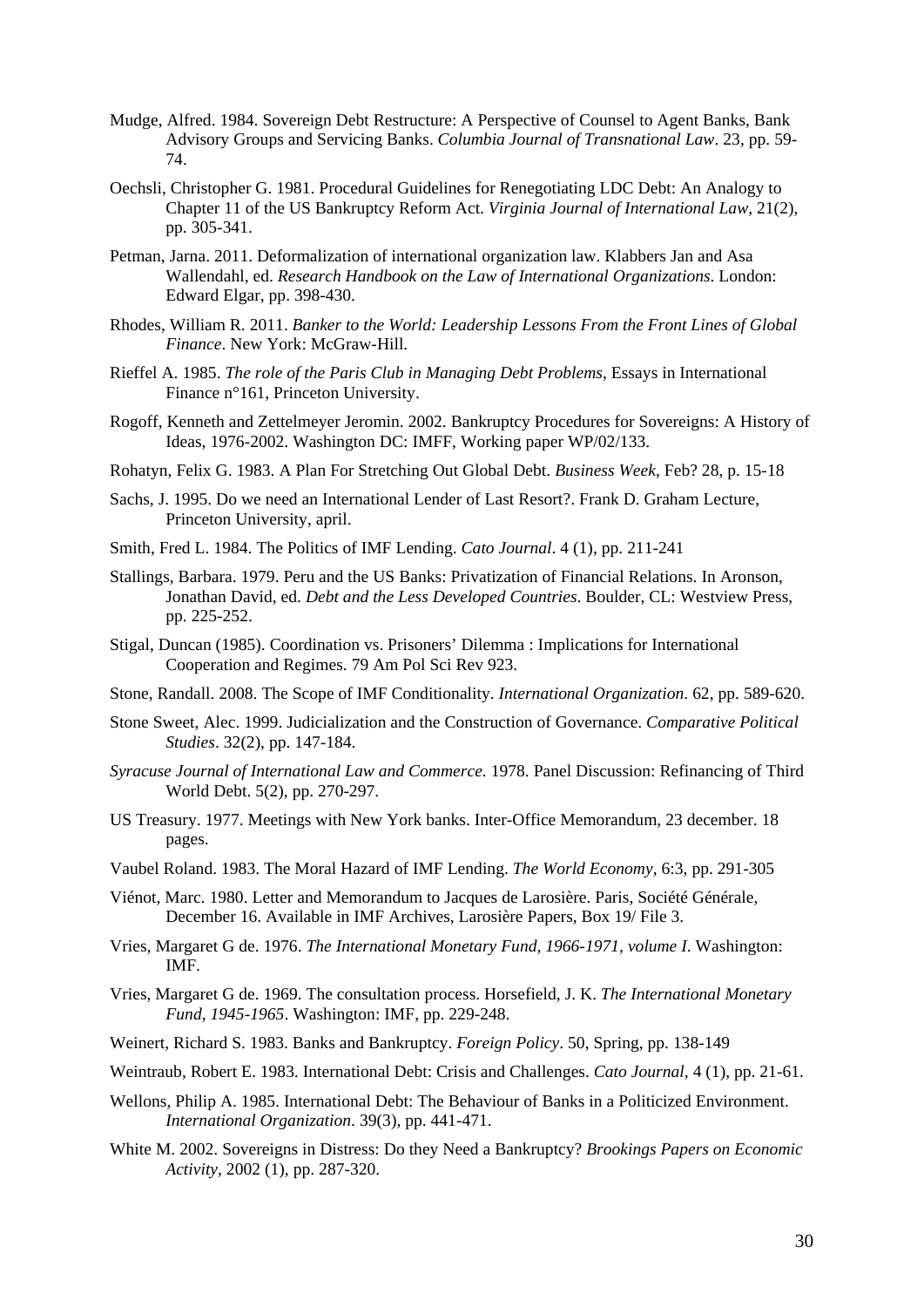Mudge, Alfred. 1984. Sovereign Debt Restructure: A Perspective of Counsel to Agent Banks, Bank Advisory Groups and Servicing Banks. *Columbia Journal of Transnational Law*. 23, pp. 59-74.

Oechsli, Christopher G. 1981. Procedural Guidelines for Renegotiating LDC Debt: An Analogy to Chapter 11 of the US Bankruptcy Reform Act. *Virginia Journal of International Law*, 21(2), pp. 305-341.

Petman, Jarna. 2011. Deformalization of international organization law. Klabbers Jan and Asa Wallendahl, ed. *Research Handbook on the Law of International Organizations*. London: Edward Elgar, pp. 398-430.

Rhodes, William R. 2011. *Banker to the World: Leadership Lessons From the Front Lines of Global Finance*. New York: McGraw-Hill.

Rieffel A. 1985. *The role of the Paris Club in Managing Debt Problems*, Essays in International Finance n°161, Princeton University.

Rogoff, Kenneth and Zettelmeyer Jeromin. 2002. Bankruptcy Procedures for Sovereigns: A History of Ideas, 1976-2002. Washington DC: IMFF, Working paper WP/02/133.

Rohatyn, Felix G. 1983. A Plan For Stretching Out Global Debt. *Business Week*, Feb? 28, p. 15-18

Sachs, J. 1995. Do we need an International Lender of Last Resort?. Frank D. Graham Lecture, Princeton University, april.

Smith, Fred L. 1984. The Politics of IMF Lending. *Cato Journal*. 4 (1), pp. 211-241

Stallings, Barbara. 1979. Peru and the US Banks: Privatization of Financial Relations. In Aronson, Jonathan David, ed. *Debt and the Less Developed Countries*. Boulder, CL: Westview Press, pp. 225-252.

Stigal, Duncan (1985). Coordination vs. Prisoners' Dilemma : Implications for International Cooperation and Regimes. 79 Am Pol Sci Rev 923.

Stone, Randall. 2008. The Scope of IMF Conditionality. *International Organization*. 62, pp. 589-620.

Stone Sweet, Alec. 1999. Judicialization and the Construction of Governance. *Comparative Political Studies*. 32(2), pp. 147-184.

*Syracuse Journal of International Law and Commerce.* 1978. Panel Discussion: Refinancing of Third World Debt. 5(2), pp. 270-297.

US Treasury. 1977. Meetings with New York banks. Inter-Office Memorandum, 23 december. 18 pages.

Vaubel Roland. 1983. The Moral Hazard of IMF Lending. *The World Economy*, 6:3, pp. 291-305

Viénot, Marc. 1980. Letter and Memorandum to Jacques de Larosière. Paris, Société Générale, December 16. Available in IMF Archives, Larosière Papers, Box 19/ File 3.

Vries, Margaret G de. 1976. *The International Monetary Fund, 1966-1971, volume I*. Washington: IMF.

Vries, Margaret G de. 1969. The consultation process. Horsefield, J. K. *The International Monetary Fund, 1945-1965*. Washington: IMF, pp. 229-248.

Weinert, Richard S. 1983. Banks and Bankruptcy. *Foreign Policy*. 50, Spring, pp. 138-149

Weintraub, Robert E. 1983. International Debt: Crisis and Challenges. *Cato Journal*, 4 (1), pp. 21-61.

Wellons, Philip A. 1985. International Debt: The Behaviour of Banks in a Politicized Environment. *International Organization*. 39(3), pp. 441-471.

White M. 2002. Sovereigns in Distress: Do they Need a Bankruptcy? *Brookings Papers on Economic Activity*, 2002 (1), pp. 287-320.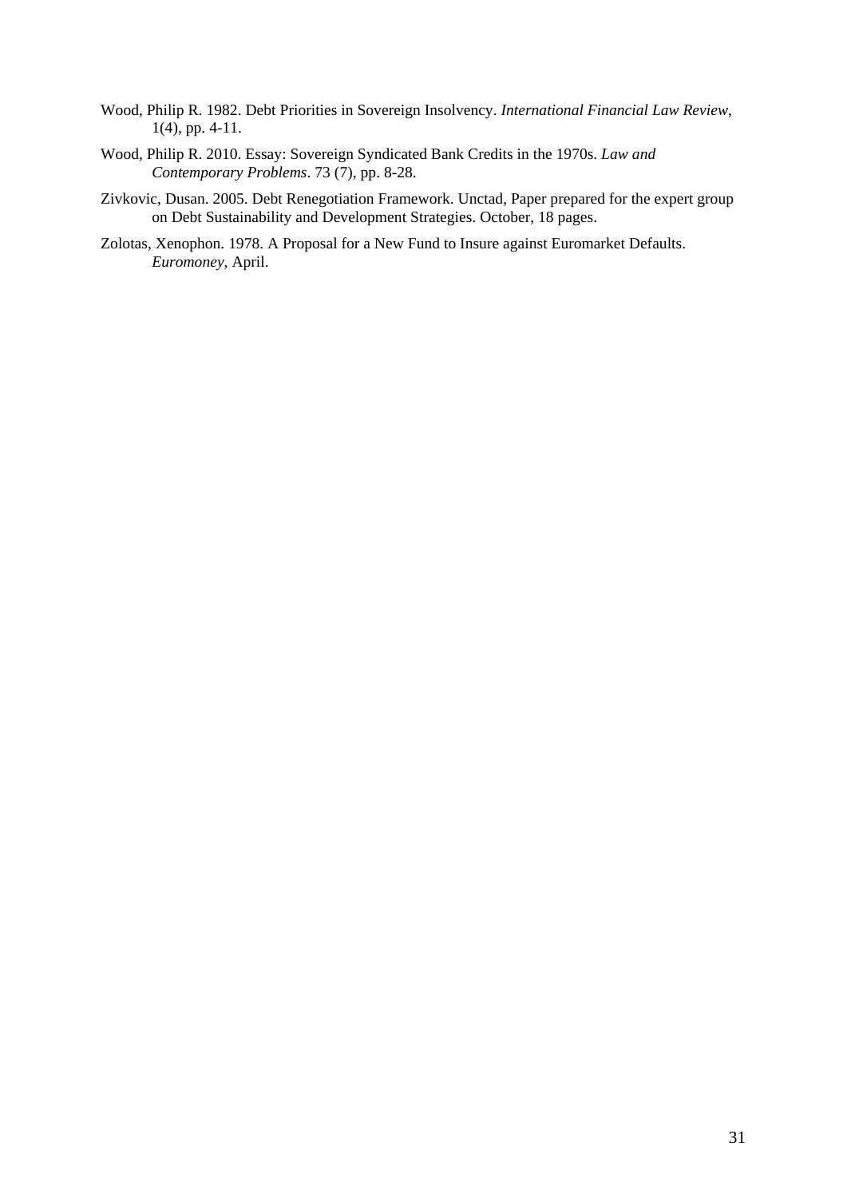Wood, Philip R. 1982. Debt Priorities in Sovereign Insolvency. *International Financial Law Review*, 1(4), pp. 4-11.

Wood, Philip R. 2010. Essay: Sovereign Syndicated Bank Credits in the 1970s. *Law and Contemporary Problems*. 73 (7), pp. 8-28.

Zivkovic, Dusan. 2005. Debt Renegotiation Framework. Unctad, Paper prepared for the expert group on Debt Sustainability and Development Strategies. October, 18 pages.

Zolotas, Xenophon. 1978. A Proposal for a New Fund to Insure against Euromarket Defaults. *Euromoney*, April.